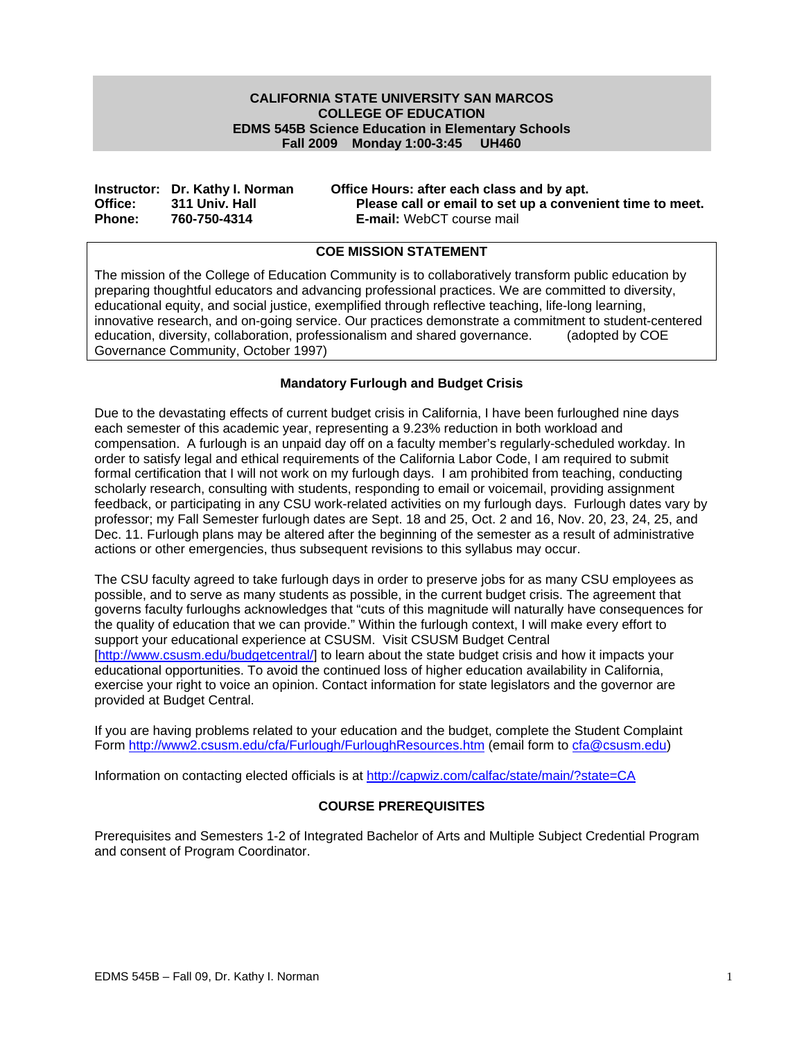**CALIFORNIA STATE UNIVERSITY SAN MARCOS**
**COLLEGE OF EDUCATION**
**EDMS 545B Science Education in Elementary Schools**
**Fall 2009 Monday 1:00-3:45 UH460**

**Instructor:** **Dr. Kathy I. Norman**
**Office:** **311 Univ. Hall**
**Phone:** **760-750-4314**

**Office Hours: after each class and by apt.**
**Please call or email to set up a convenient time to meet.**
**E-mail:** WebCT course mail

## COE MISSION STATEMENT

The mission of the College of Education Community is to collaboratively transform public education by preparing thoughtful educators and advancing professional practices. We are committed to diversity, educational equity, and social justice, exemplified through reflective teaching, life-long learning, innovative research, and on-going service. Our practices demonstrate a commitment to student-centered education, diversity, collaboration, professionalism and shared governance. (adopted by COE Governance Community, October 1997)

## Mandatory Furlough and Budget Crisis

Due to the devastating effects of current budget crisis in California, I have been furloughed nine days each semester of this academic year, representing a 9.23% reduction in both workload and compensation. A furlough is an unpaid day off on a faculty member's regularly-scheduled workday. In order to satisfy legal and ethical requirements of the California Labor Code, I am required to submit formal certification that I will not work on my furlough days. I am prohibited from teaching, conducting scholarly research, consulting with students, responding to email or voicemail, providing assignment feedback, or participating in any CSU work-related activities on my furlough days. Furlough dates vary by professor; my Fall Semester furlough dates are Sept. 18 and 25, Oct. 2 and 16, Nov. 20, 23, 24, 25, and Dec. 11. Furlough plans may be altered after the beginning of the semester as a result of administrative actions or other emergencies, thus subsequent revisions to this syllabus may occur.

The CSU faculty agreed to take furlough days in order to preserve jobs for as many CSU employees as possible, and to serve as many students as possible, in the current budget crisis. The agreement that governs faculty furloughs acknowledges that "cuts of this magnitude will naturally have consequences for the quality of education that we can provide." Within the furlough context, I will make every effort to support your educational experience at CSUSM. Visit CSUSM Budget Central [http://www.csusm.edu/budgetcentral/] to learn about the state budget crisis and how it impacts your educational opportunities. To avoid the continued loss of higher education availability in California, exercise your right to voice an opinion. Contact information for state legislators and the governor are provided at Budget Central.

If you are having problems related to your education and the budget, complete the Student Complaint Form http://www2.csusm.edu/cfa/Furlough/FurloughResources.htm (email form to cfa@csusm.edu)

Information on contacting elected officials is at http://capwiz.com/calfac/state/main/?state=CA

## COURSE PREREQUISITES

Prerequisites and Semesters 1-2 of Integrated Bachelor of Arts and Multiple Subject Credential Program and consent of Program Coordinator.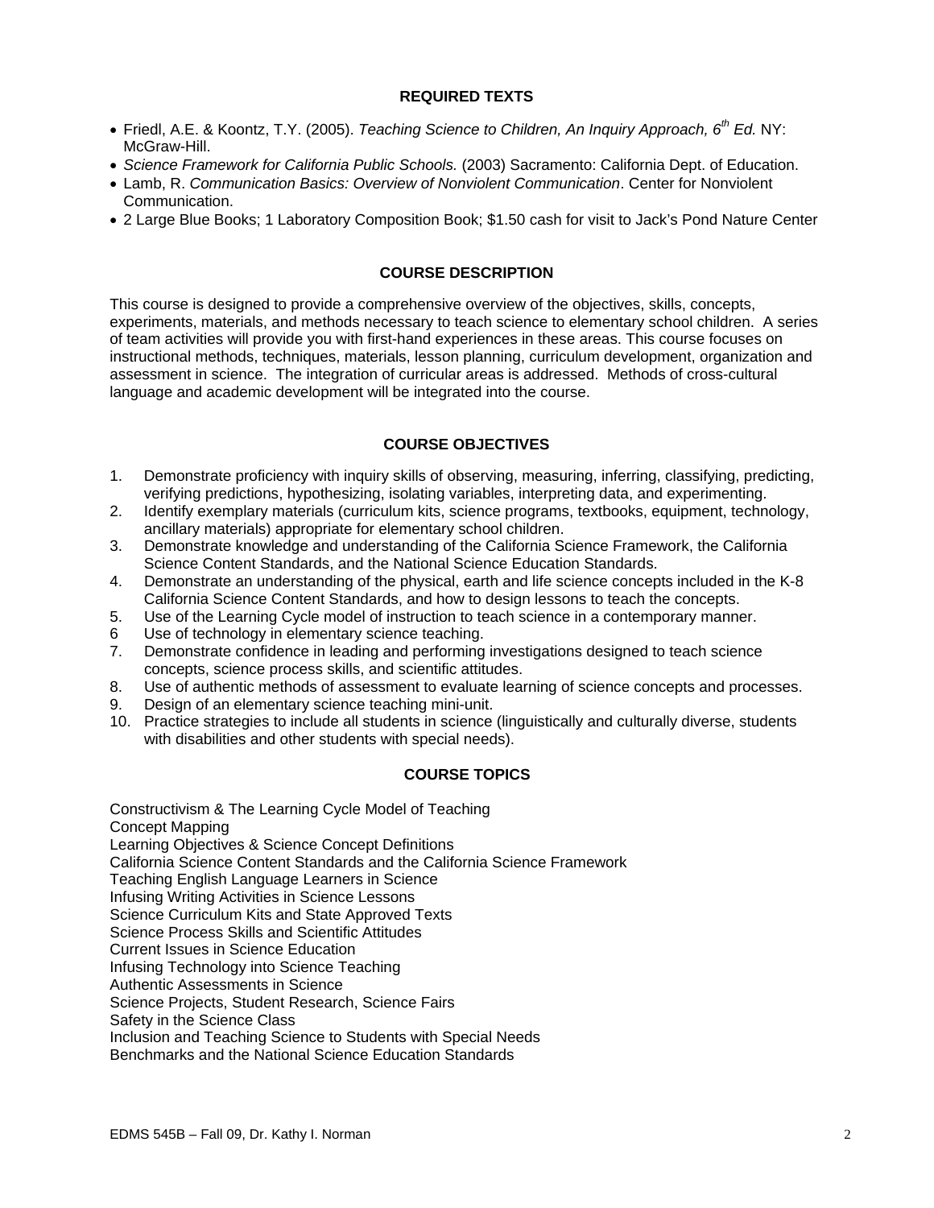## REQUIRED TEXTS

- Friedl, A.E. & Koontz, T.Y. (2005). *Teaching Science to Children, An Inquiry Approach, 6th Ed.* NY: McGraw-Hill.
- *Science Framework for California Public Schools.* (2003) Sacramento: California Dept. of Education.
- Lamb, R. *Communication Basics: Overview of Nonviolent Communication*. Center for Nonviolent Communication.
- 2 Large Blue Books; 1 Laboratory Composition Book; $1.50 cash for visit to Jack's Pond Nature Center

## COURSE DESCRIPTION

This course is designed to provide a comprehensive overview of the objectives, skills, concepts, experiments, materials, and methods necessary to teach science to elementary school children. A series of team activities will provide you with first-hand experiences in these areas. This course focuses on instructional methods, techniques, materials, lesson planning, curriculum development, organization and assessment in science. The integration of curricular areas is addressed. Methods of cross-cultural language and academic development will be integrated into the course.

## COURSE OBJECTIVES

1. Demonstrate proficiency with inquiry skills of observing, measuring, inferring, classifying, predicting, verifying predictions, hypothesizing, isolating variables, interpreting data, and experimenting.
2. Identify exemplary materials (curriculum kits, science programs, textbooks, equipment, technology, ancillary materials) appropriate for elementary school children.
3. Demonstrate knowledge and understanding of the California Science Framework, the California Science Content Standards, and the National Science Education Standards.
4. Demonstrate an understanding of the physical, earth and life science concepts included in the K-8 California Science Content Standards, and how to design lessons to teach the concepts.
5. Use of the Learning Cycle model of instruction to teach science in a contemporary manner.
6. Use of technology in elementary science teaching.
7. Demonstrate confidence in leading and performing investigations designed to teach science concepts, science process skills, and scientific attitudes.
8. Use of authentic methods of assessment to evaluate learning of science concepts and processes.
9. Design of an elementary science teaching mini-unit.
10. Practice strategies to include all students in science (linguistically and culturally diverse, students with disabilities and other students with special needs).

## COURSE TOPICS

Constructivism & The Learning Cycle Model of Teaching
Concept Mapping
Learning Objectives & Science Concept Definitions
California Science Content Standards and the California Science Framework
Teaching English Language Learners in Science
Infusing Writing Activities in Science Lessons
Science Curriculum Kits and State Approved Texts
Science Process Skills and Scientific Attitudes
Current Issues in Science Education
Infusing Technology into Science Teaching
Authentic Assessments in Science
Science Projects, Student Research, Science Fairs
Safety in the Science Class
Inclusion and Teaching Science to Students with Special Needs
Benchmarks and the National Science Education Standards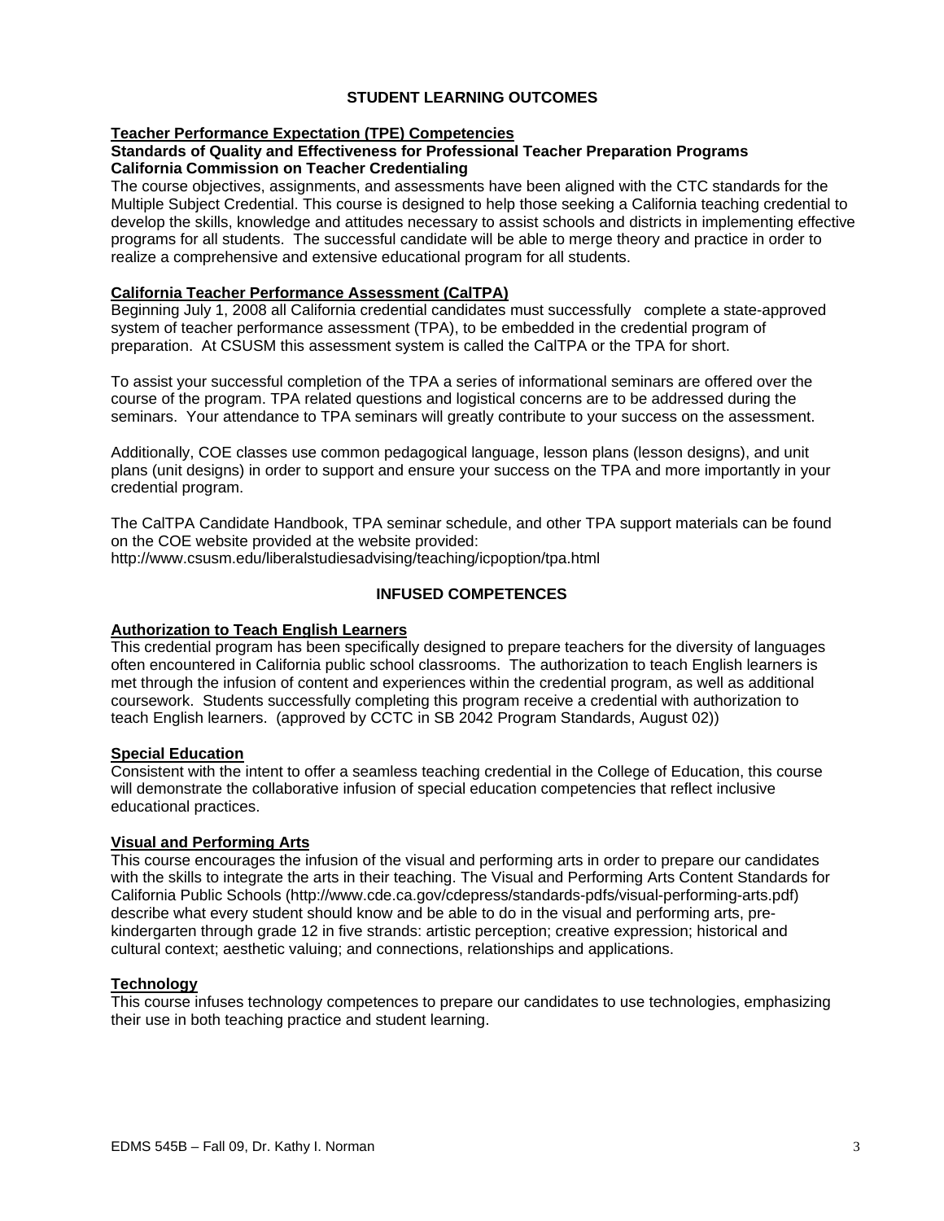## STUDENT LEARNING OUTCOMES

**Teacher Performance Expectation (TPE) Competencies**

**Standards of Quality and Effectiveness for Professional Teacher Preparation Programs**
**California Commission on Teacher Credentialing**

The course objectives, assignments, and assessments have been aligned with the CTC standards for the Multiple Subject Credential. This course is designed to help those seeking a California teaching credential to develop the skills, knowledge and attitudes necessary to assist schools and districts in implementing effective programs for all students. The successful candidate will be able to merge theory and practice in order to realize a comprehensive and extensive educational program for all students.

**California Teacher Performance Assessment (CalTPA)**

Beginning July 1, 2008 all California credential candidates must successfully complete a state-approved system of teacher performance assessment (TPA), to be embedded in the credential program of preparation. At CSUSM this assessment system is called the CalTPA or the TPA for short.

To assist your successful completion of the TPA a series of informational seminars are offered over the course of the program. TPA related questions and logistical concerns are to be addressed during the seminars. Your attendance to TPA seminars will greatly contribute to your success on the assessment.

Additionally, COE classes use common pedagogical language, lesson plans (lesson designs), and unit plans (unit designs) in order to support and ensure your success on the TPA and more importantly in your credential program.

The CalTPA Candidate Handbook, TPA seminar schedule, and other TPA support materials can be found on the COE website provided at the website provided:
http://www.csusm.edu/liberalstudiesadvising/teaching/icpoption/tpa.html

## INFUSED COMPETENCES

**Authorization to Teach English Learners**

This credential program has been specifically designed to prepare teachers for the diversity of languages often encountered in California public school classrooms. The authorization to teach English learners is met through the infusion of content and experiences within the credential program, as well as additional coursework. Students successfully completing this program receive a credential with authorization to teach English learners. (approved by CCTC in SB 2042 Program Standards, August 02))

**Special Education**

Consistent with the intent to offer a seamless teaching credential in the College of Education, this course will demonstrate the collaborative infusion of special education competencies that reflect inclusive educational practices.

**Visual and Performing Arts**

This course encourages the infusion of the visual and performing arts in order to prepare our candidates with the skills to integrate the arts in their teaching. The Visual and Performing Arts Content Standards for California Public Schools (http://www.cde.ca.gov/cdepress/standards-pdfs/visual-performing-arts.pdf) describe what every student should know and be able to do in the visual and performing arts, pre-kindergarten through grade 12 in five strands: artistic perception; creative expression; historical and cultural context; aesthetic valuing; and connections, relationships and applications.

**Technology**

This course infuses technology competences to prepare our candidates to use technologies, emphasizing their use in both teaching practice and student learning.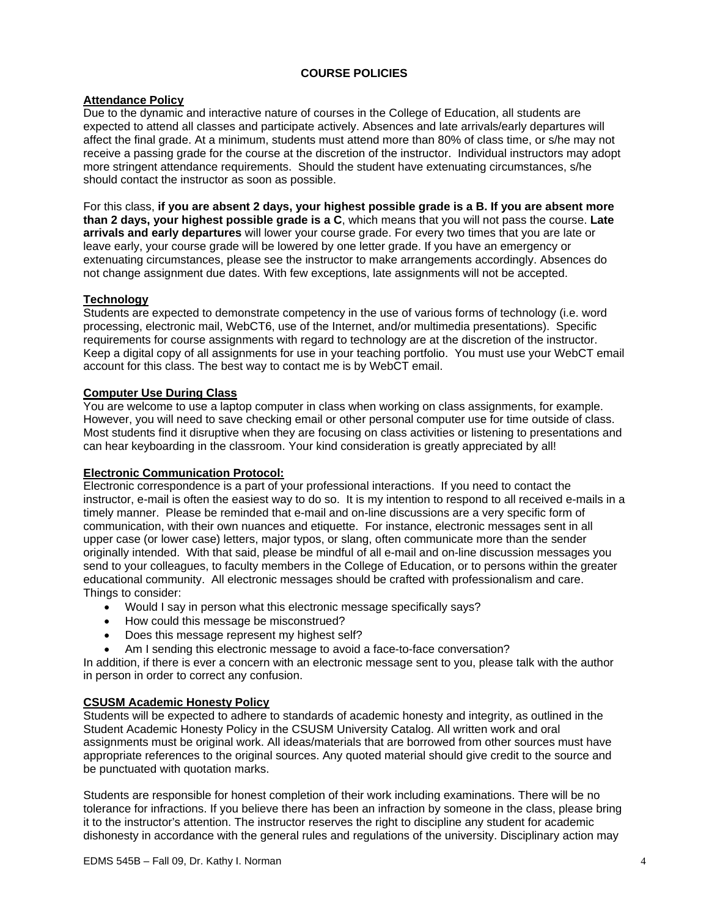## COURSE POLICIES

### Attendance Policy

Due to the dynamic and interactive nature of courses in the College of Education, all students are expected to attend all classes and participate actively. Absences and late arrivals/early departures will affect the final grade. At a minimum, students must attend more than 80% of class time, or s/he may not receive a passing grade for the course at the discretion of the instructor. Individual instructors may adopt more stringent attendance requirements. Should the student have extenuating circumstances, s/he should contact the instructor as soon as possible.

For this class, **if you are absent 2 days, your highest possible grade is a B. If you are absent more than 2 days, your highest possible grade is a C**, which means that you will not pass the course. **Late arrivals and early departures** will lower your course grade. For every two times that you are late or leave early, your course grade will be lowered by one letter grade. If you have an emergency or extenuating circumstances, please see the instructor to make arrangements accordingly. Absences do not change assignment due dates. With few exceptions, late assignments will not be accepted.

### Technology

Students are expected to demonstrate competency in the use of various forms of technology (i.e. word processing, electronic mail, WebCT6, use of the Internet, and/or multimedia presentations). Specific requirements for course assignments with regard to technology are at the discretion of the instructor. Keep a digital copy of all assignments for use in your teaching portfolio. You must use your WebCT email account for this class. The best way to contact me is by WebCT email.

### Computer Use During Class

You are welcome to use a laptop computer in class when working on class assignments, for example. However, you will need to save checking email or other personal computer use for time outside of class. Most students find it disruptive when they are focusing on class activities or listening to presentations and can hear keyboarding in the classroom. Your kind consideration is greatly appreciated by all!

### Electronic Communication Protocol:

Electronic correspondence is a part of your professional interactions. If you need to contact the instructor, e-mail is often the easiest way to do so. It is my intention to respond to all received e-mails in a timely manner. Please be reminded that e-mail and on-line discussions are a very specific form of communication, with their own nuances and etiquette. For instance, electronic messages sent in all upper case (or lower case) letters, major typos, or slang, often communicate more than the sender originally intended. With that said, please be mindful of all e-mail and on-line discussion messages you send to your colleagues, to faculty members in the College of Education, or to persons within the greater educational community. All electronic messages should be crafted with professionalism and care. Things to consider:

- Would I say in person what this electronic message specifically says?
- How could this message be misconstrued?
- Does this message represent my highest self?
- Am I sending this electronic message to avoid a face-to-face conversation?

In addition, if there is ever a concern with an electronic message sent to you, please talk with the author in person in order to correct any confusion.

### CSUSM Academic Honesty Policy

Students will be expected to adhere to standards of academic honesty and integrity, as outlined in the Student Academic Honesty Policy in the CSUSM University Catalog. All written work and oral assignments must be original work. All ideas/materials that are borrowed from other sources must have appropriate references to the original sources. Any quoted material should give credit to the source and be punctuated with quotation marks.

Students are responsible for honest completion of their work including examinations. There will be no tolerance for infractions. If you believe there has been an infraction by someone in the class, please bring it to the instructor's attention. The instructor reserves the right to discipline any student for academic dishonesty in accordance with the general rules and regulations of the university. Disciplinary action may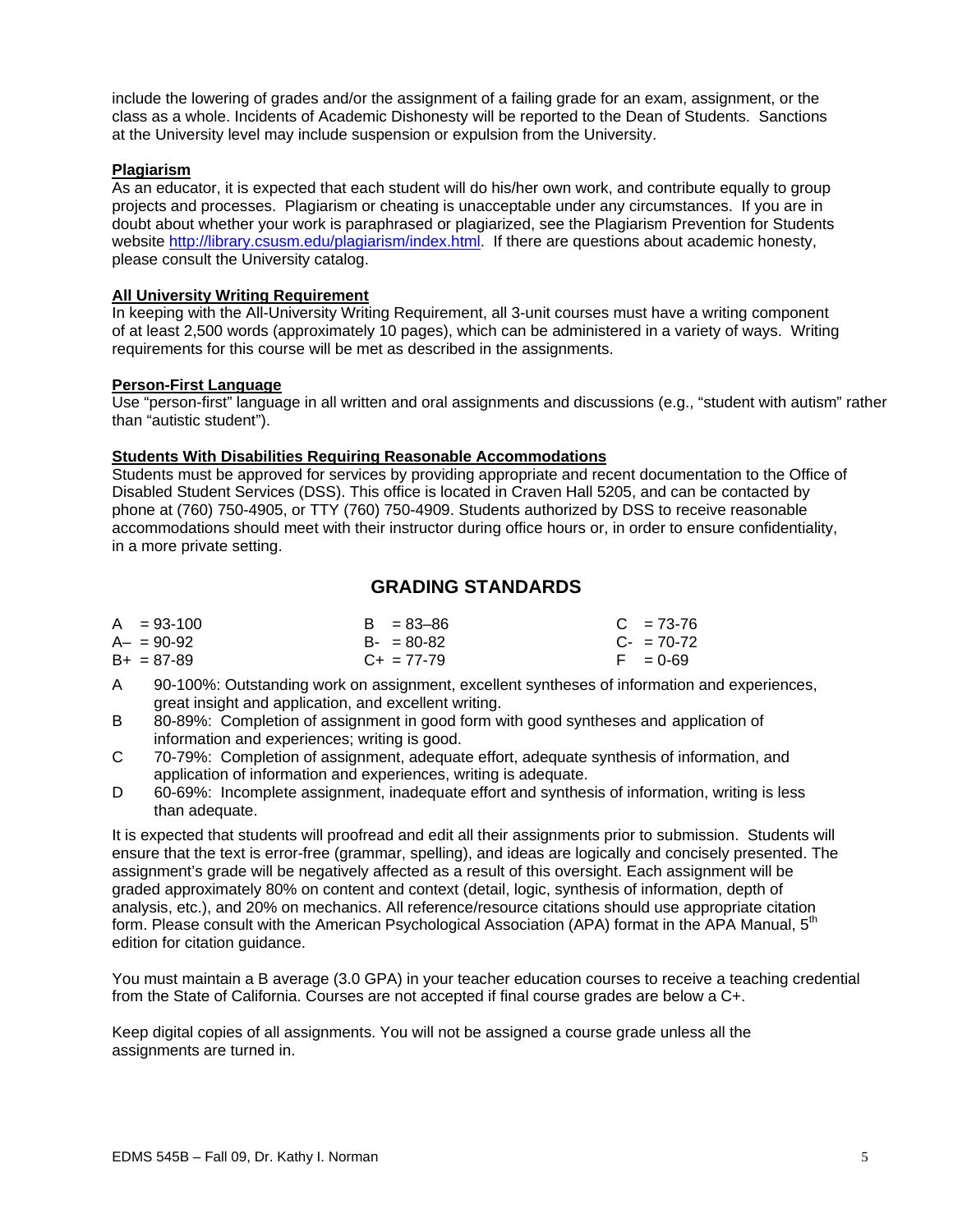include the lowering of grades and/or the assignment of a failing grade for an exam, assignment, or the class as a whole. Incidents of Academic Dishonesty will be reported to the Dean of Students. Sanctions at the University level may include suspension or expulsion from the University.

**Plagiarism**

As an educator, it is expected that each student will do his/her own work, and contribute equally to group projects and processes. Plagiarism or cheating is unacceptable under any circumstances. If you are in doubt about whether your work is paraphrased or plagiarized, see the Plagiarism Prevention for Students website http://library.csusm.edu/plagiarism/index.html. If there are questions about academic honesty, please consult the University catalog.

**All University Writing Requirement**

In keeping with the All-University Writing Requirement, all 3-unit courses must have a writing component of at least 2,500 words (approximately 10 pages), which can be administered in a variety of ways. Writing requirements for this course will be met as described in the assignments.

**Person-First Language**

Use "person-first" language in all written and oral assignments and discussions (e.g., "student with autism" rather than "autistic student").

**Students With Disabilities Requiring Reasonable Accommodations**

Students must be approved for services by providing appropriate and recent documentation to the Office of Disabled Student Services (DSS). This office is located in Craven Hall 5205, and can be contacted by phone at (760) 750-4905, or TTY (760) 750-4909. Students authorized by DSS to receive reasonable accommodations should meet with their instructor during office hours or, in order to ensure confidentiality, in a more private setting.

## GRADING STANDARDS

| | | |
|---|---|---|
| A = 93-100 | B = 83–86 | C = 73-76 |
| A– = 90-92 | B- = 80-82 | C- = 70-72 |
| B+ = 87-89 | C+ = 77-79 | F = 0-69 |

- A 90-100%: Outstanding work on assignment, excellent syntheses of information and experiences, great insight and application, and excellent writing.
- B 80-89%: Completion of assignment in good form with good syntheses and application of information and experiences; writing is good.
- C 70-79%: Completion of assignment, adequate effort, adequate synthesis of information, and application of information and experiences, writing is adequate.
- D 60-69%: Incomplete assignment, inadequate effort and synthesis of information, writing is less than adequate.

It is expected that students will proofread and edit all their assignments prior to submission. Students will ensure that the text is error-free (grammar, spelling), and ideas are logically and concisely presented. The assignment's grade will be negatively affected as a result of this oversight. Each assignment will be graded approximately 80% on content and context (detail, logic, synthesis of information, depth of analysis, etc.), and 20% on mechanics. All reference/resource citations should use appropriate citation form. Please consult with the American Psychological Association (APA) format in the APA Manual, 5th edition for citation guidance.

You must maintain a B average (3.0 GPA) in your teacher education courses to receive a teaching credential from the State of California. Courses are not accepted if final course grades are below a C+.

Keep digital copies of all assignments. You will not be assigned a course grade unless all the assignments are turned in.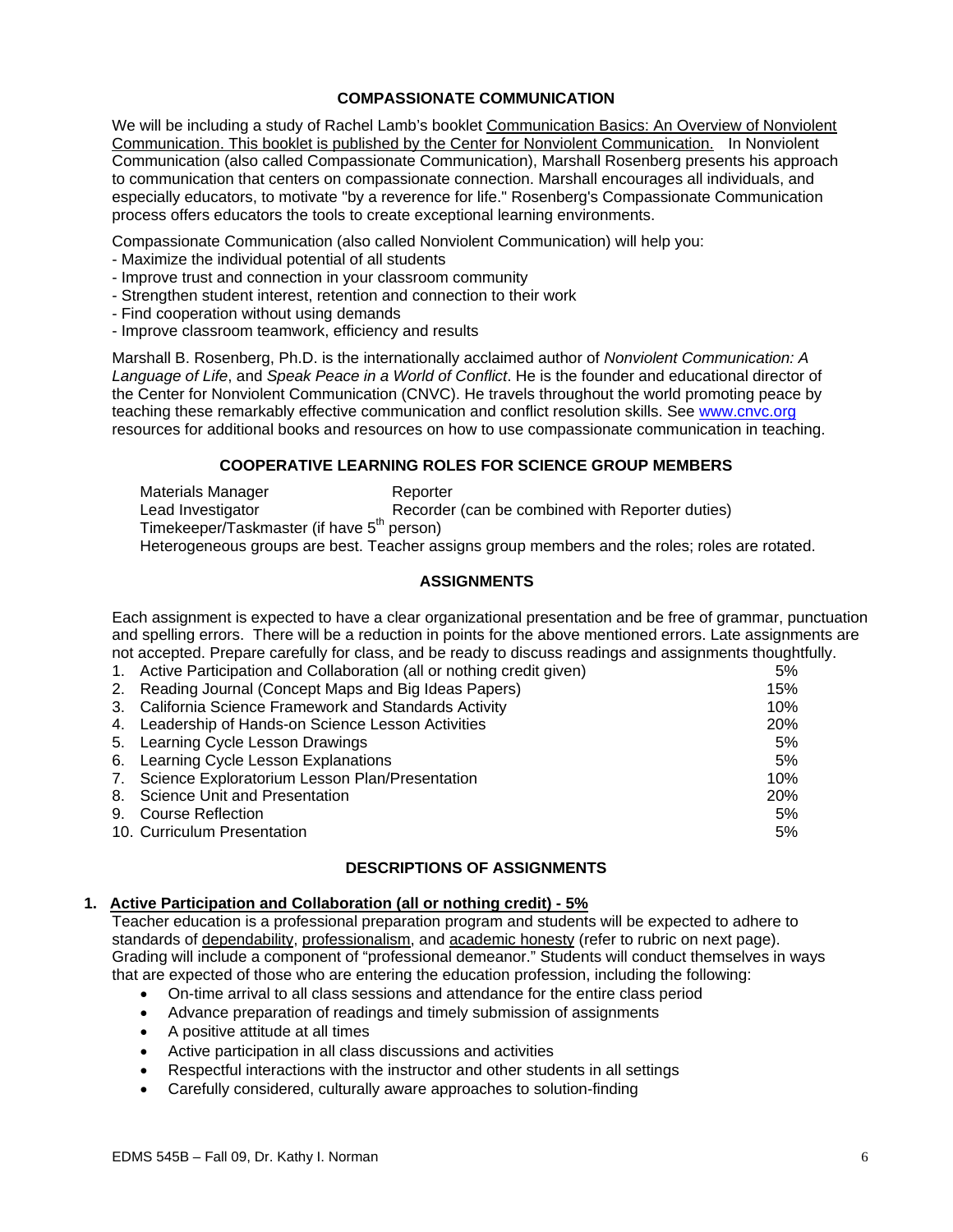## COMPASSIONATE COMMUNICATION

We will be including a study of Rachel Lamb's booklet Communication Basics: An Overview of Nonviolent Communication. This booklet is published by the Center for Nonviolent Communication. In Nonviolent Communication (also called Compassionate Communication), Marshall Rosenberg presents his approach to communication that centers on compassionate connection. Marshall encourages all individuals, and especially educators, to motivate "by a reverence for life." Rosenberg's Compassionate Communication process offers educators the tools to create exceptional learning environments.

Compassionate Communication (also called Nonviolent Communication) will help you:
- Maximize the individual potential of all students
- Improve trust and connection in your classroom community
- Strengthen student interest, retention and connection to their work
- Find cooperation without using demands
- Improve classroom teamwork, efficiency and results

Marshall B. Rosenberg, Ph.D. is the internationally acclaimed author of *Nonviolent Communication: A Language of Life*, and *Speak Peace in a World of Conflict*. He is the founder and educational director of the Center for Nonviolent Communication (CNVC). He travels throughout the world promoting peace by teaching these remarkably effective communication and conflict resolution skills. See www.cnvc.org resources for additional books and resources on how to use compassionate communication in teaching.

## COOPERATIVE LEARNING ROLES FOR SCIENCE GROUP MEMBERS

Materials Manager — Reporter
Lead Investigator — Recorder (can be combined with Reporter duties)
Timekeeper/Taskmaster (if have 5th person)
Heterogeneous groups are best. Teacher assigns group members and the roles; roles are rotated.

## ASSIGNMENTS

Each assignment is expected to have a clear organizational presentation and be free of grammar, punctuation and spelling errors. There will be a reduction in points for the above mentioned errors. Late assignments are not accepted. Prepare carefully for class, and be ready to discuss readings and assignments thoughtfully.

| Assignment | Weight |
|---|---|
| 1. Active Participation and Collaboration (all or nothing credit given) | 5% |
| 2. Reading Journal (Concept Maps and Big Ideas Papers) | 15% |
| 3. California Science Framework and Standards Activity | 10% |
| 4. Leadership of Hands-on Science Lesson Activities | 20% |
| 5. Learning Cycle Lesson Drawings | 5% |
| 6. Learning Cycle Lesson Explanations | 5% |
| 7. Science Exploratorium Lesson Plan/Presentation | 10% |
| 8. Science Unit and Presentation | 20% |
| 9. Course Reflection | 5% |
| 10. Curriculum Presentation | 5% |

## DESCRIPTIONS OF ASSIGNMENTS

### 1. Active Participation and Collaboration (all or nothing credit) - 5%

Teacher education is a professional preparation program and students will be expected to adhere to standards of dependability, professionalism, and academic honesty (refer to rubric on next page). Grading will include a component of "professional demeanor." Students will conduct themselves in ways that are expected of those who are entering the education profession, including the following:

- On-time arrival to all class sessions and attendance for the entire class period
- Advance preparation of readings and timely submission of assignments
- A positive attitude at all times
- Active participation in all class discussions and activities
- Respectful interactions with the instructor and other students in all settings
- Carefully considered, culturally aware approaches to solution-finding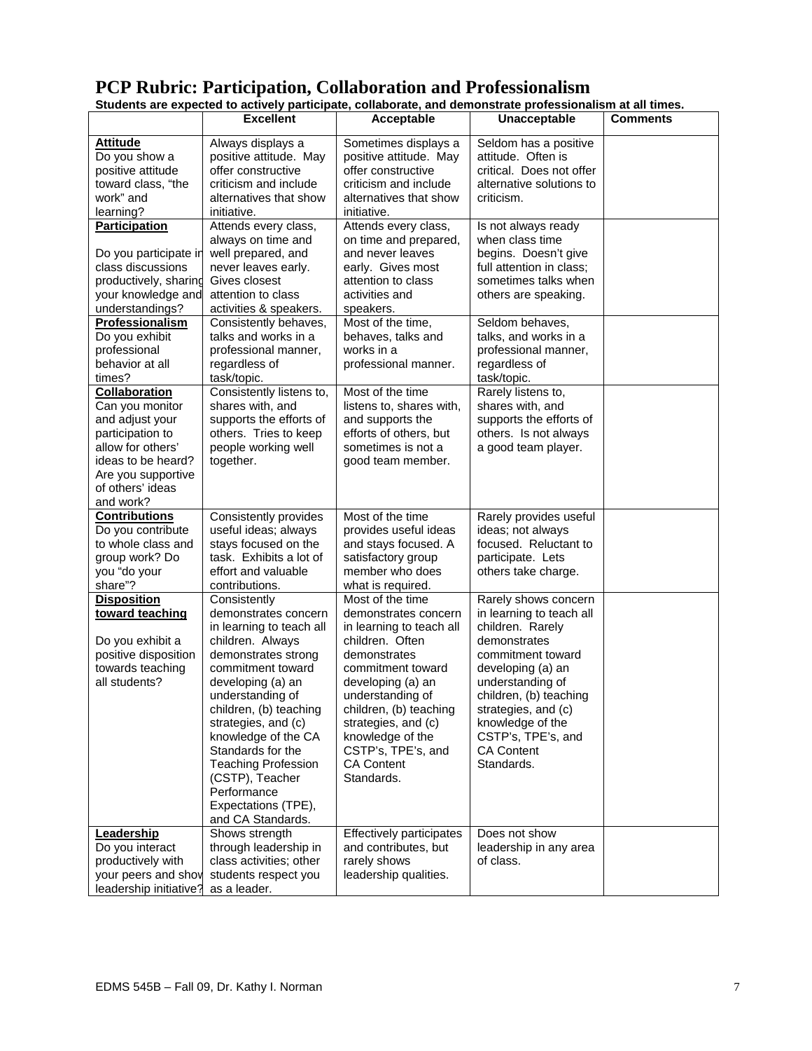# PCP Rubric: Participation, Collaboration and Professionalism

**Students are expected to actively participate, collaborate, and demonstrate professionalism at all times.**

| | Excellent | Acceptable | Unacceptable | Comments |
|---|---|---|---|---|
| **Attitude** Do you show a positive attitude toward class, "the work" and learning? | Always displays a positive attitude. May offer constructive criticism and include alternatives that show initiative. | Sometimes displays a positive attitude. May offer constructive criticism and include alternatives that show initiative. | Seldom has a positive attitude. Often is critical. Does not offer alternative solutions to criticism. | |
| **Participation** Do you participate in class discussions productively, sharing your knowledge and understandings? | Attends every class, always on time and well prepared, and never leaves early. Gives closest attention to class activities & speakers. | Attends every class, on time and prepared, and never leaves early. Gives most attention to class activities and speakers. | Is not always ready when class time begins. Doesn't give full attention in class; sometimes talks when others are speaking. | |
| **Professionalism** Do you exhibit professional behavior at all times? | Consistently behaves, talks and works in a professional manner, regardless of task/topic. | Most of the time, behaves, talks and works in a professional manner. | Seldom behaves, talks, and works in a professional manner, regardless of task/topic. | |
| **Collaboration** Can you monitor and adjust your participation to allow for others' ideas to be heard? Are you supportive of others' ideas and work? | Consistently listens to, shares with, and supports the efforts of others. Tries to keep people working well together. | Most of the time listens to, shares with, and supports the efforts of others, but sometimes is not a good team member. | Rarely listens to, shares with, and supports the efforts of others. Is not always a good team player. | |
| **Contributions** Do you contribute to whole class and group work? Do you "do your share"? | Consistently provides useful ideas; always stays focused on the task. Exhibits a lot of effort and valuable contributions. | Most of the time provides useful ideas and stays focused. A satisfactory group member who does what is required. | Rarely provides useful ideas; not always focused. Reluctant to participate. Lets others take charge. | |
| **Disposition toward teaching** Do you exhibit a positive disposition towards teaching all students? | Consistently demonstrates concern in learning to teach all children. Always demonstrates strong commitment toward developing (a) an understanding of children, (b) teaching strategies, and (c) knowledge of the CA Standards for the Teaching Profession (CSTP), Teacher Performance Expectations (TPE), and CA Standards. | Most of the time demonstrates concern in learning to teach all children. Often demonstrates commitment toward developing (a) an understanding of children, (b) teaching strategies, and (c) knowledge of the CSTP's, TPE's, and CA Content Standards. | Rarely shows concern in learning to teach all children. Rarely demonstrates commitment toward developing (a) an understanding of children, (b) teaching strategies, and (c) knowledge of the CSTP's, TPE's, and CA Content Standards. | |
| **Leadership** Do you interact productively with your peers and show leadership initiative? | Shows strength through leadership in class activities; other students respect you as a leader. | Effectively participates and contributes, but rarely shows leadership qualities. | Does not show leadership in any area of class. | |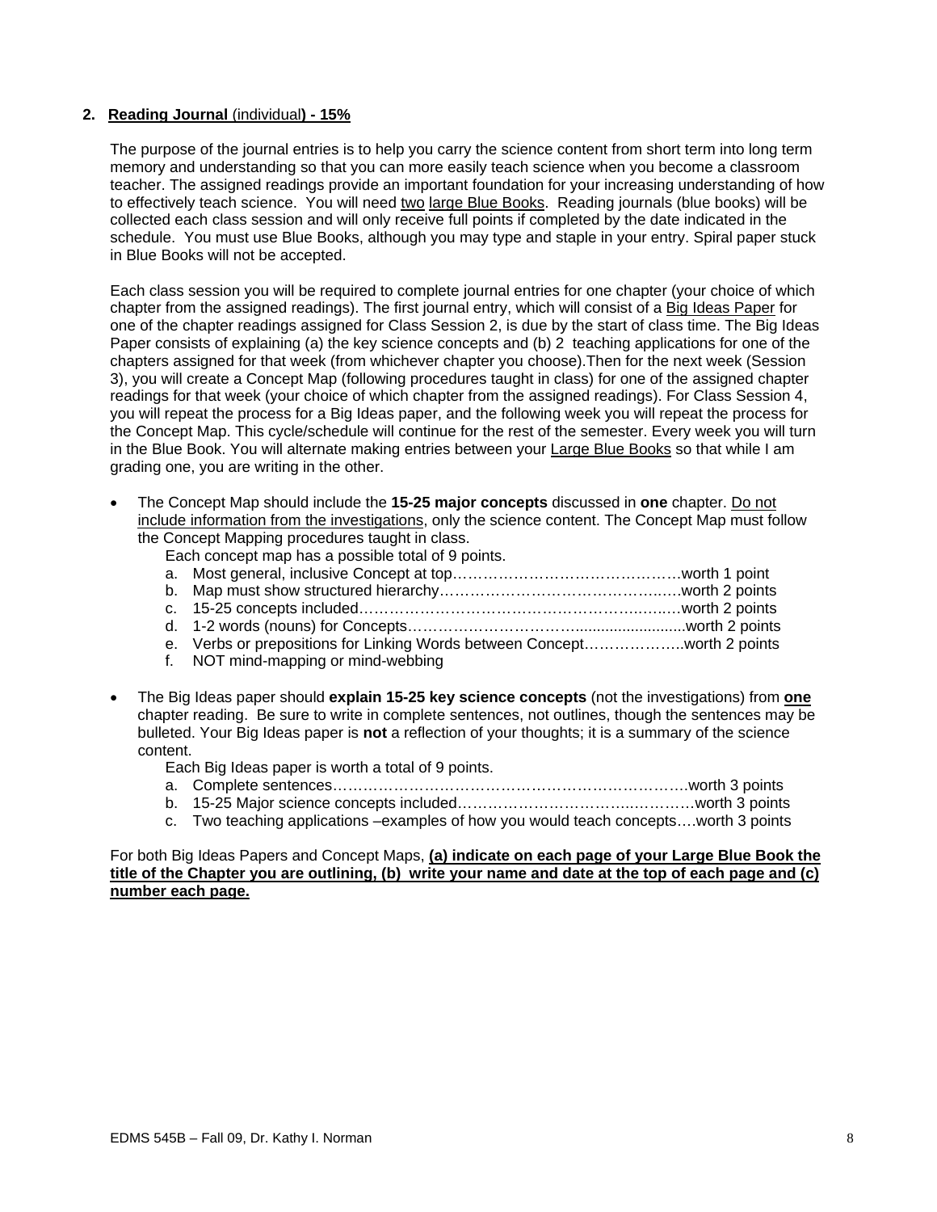**2. Reading Journal (individual) - 15%**

The purpose of the journal entries is to help you carry the science content from short term into long term memory and understanding so that you can more easily teach science when you become a classroom teacher. The assigned readings provide an important foundation for your increasing understanding of how to effectively teach science. You will need two large Blue Books. Reading journals (blue books) will be collected each class session and will only receive full points if completed by the date indicated in the schedule. You must use Blue Books, although you may type and staple in your entry. Spiral paper stuck in Blue Books will not be accepted.

Each class session you will be required to complete journal entries for one chapter (your choice of which chapter from the assigned readings). The first journal entry, which will consist of a Big Ideas Paper for one of the chapter readings assigned for Class Session 2, is due by the start of class time. The Big Ideas Paper consists of explaining (a) the key science concepts and (b) 2 teaching applications for one of the chapters assigned for that week (from whichever chapter you choose).Then for the next week (Session 3), you will create a Concept Map (following procedures taught in class) for one of the assigned chapter readings for that week (your choice of which chapter from the assigned readings). For Class Session 4, you will repeat the process for a Big Ideas paper, and the following week you will repeat the process for the Concept Map. This cycle/schedule will continue for the rest of the semester. Every week you will turn in the Blue Book. You will alternate making entries between your Large Blue Books so that while I am grading one, you are writing in the other.

- The Concept Map should include the **15-25 major concepts** discussed in **one** chapter. Do not include information from the investigations, only the science content. The Concept Map must follow the Concept Mapping procedures taught in class.

  Each concept map has a possible total of 9 points.

  a. Most general, inclusive Concept at top……………………………………….worth 1 point
  b. Map must show structured hierarchy……………………………………….…worth 2 points
  c. 15-25 concepts included………………………………………………….……worth 2 points
  d. 1-2 words (nouns) for Concepts……………………………..........................worth 2 points
  e. Verbs or prepositions for Linking Words between Concept………………..worth 2 points
  f. NOT mind-mapping or mind-webbing

- The Big Ideas paper should **explain 15-25 key science concepts** (not the investigations) from **one** chapter reading. Be sure to write in complete sentences, not outlines, though the sentences may be bulleted. Your Big Ideas paper is **not** a reflection of your thoughts; it is a summary of the science content.

  Each Big Ideas paper is worth a total of 9 points.

  a. Complete sentences…………………………………………………………….worth 3 points
  b. 15-25 Major science concepts included…………………………..…………worth 3 points
  c. Two teaching applications –examples of how you would teach concepts….worth 3 points

For both Big Ideas Papers and Concept Maps, **(a) indicate on each page of your Large Blue Book the title of the Chapter you are outlining, (b) write your name and date at the top of each page and (c) number each page.**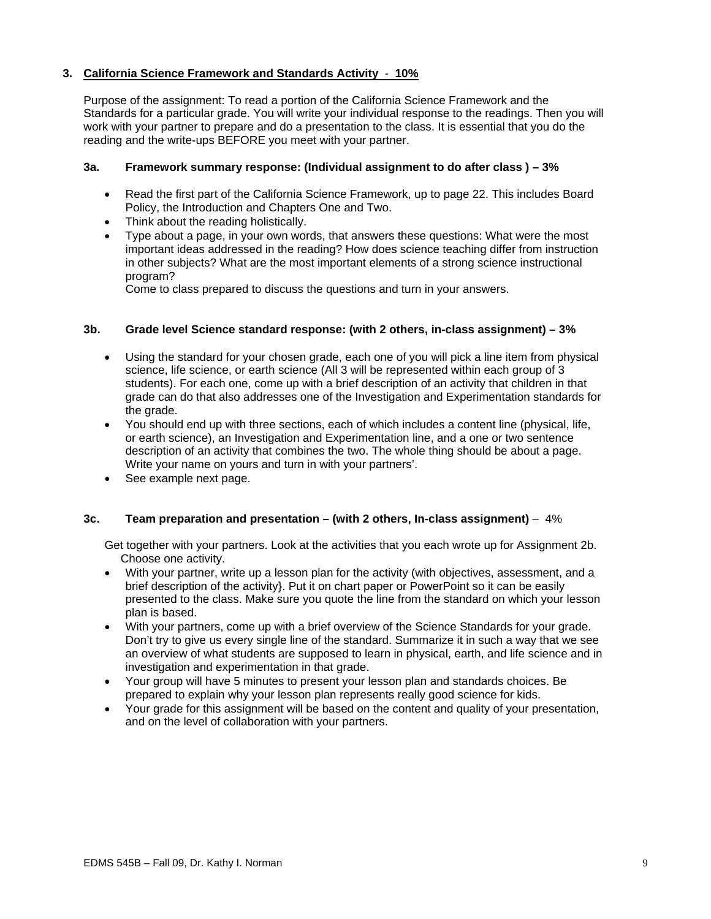## 3. California Science Framework and Standards Activity - 10%

Purpose of the assignment: To read a portion of the California Science Framework and the Standards for a particular grade. You will write your individual response to the readings. Then you will work with your partner to prepare and do a presentation to the class. It is essential that you do the reading and the write-ups BEFORE you meet with your partner.

### 3a. Framework summary response: (Individual assignment to do after class ) – 3%

- Read the first part of the California Science Framework, up to page 22. This includes Board Policy, the Introduction and Chapters One and Two.
- Think about the reading holistically.
- Type about a page, in your own words, that answers these questions: What were the most important ideas addressed in the reading? How does science teaching differ from instruction in other subjects? What are the most important elements of a strong science instructional program?

  Come to class prepared to discuss the questions and turn in your answers.

### 3b. Grade level Science standard response: (with 2 others, in-class assignment) – 3%

- Using the standard for your chosen grade, each one of you will pick a line item from physical science, life science, or earth science (All 3 will be represented within each group of 3 students). For each one, come up with a brief description of an activity that children in that grade can do that also addresses one of the Investigation and Experimentation standards for the grade.
- You should end up with three sections, each of which includes a content line (physical, life, or earth science), an Investigation and Experimentation line, and a one or two sentence description of an activity that combines the two. The whole thing should be about a page. Write your name on yours and turn in with your partners'.
- See example next page.

### 3c. Team preparation and presentation – (with 2 others, In-class assignment) – 4%

Get together with your partners. Look at the activities that you each wrote up for Assignment 2b. Choose one activity.

- With your partner, write up a lesson plan for the activity (with objectives, assessment, and a brief description of the activity}. Put it on chart paper or PowerPoint so it can be easily presented to the class. Make sure you quote the line from the standard on which your lesson plan is based.
- With your partners, come up with a brief overview of the Science Standards for your grade. Don't try to give us every single line of the standard. Summarize it in such a way that we see an overview of what students are supposed to learn in physical, earth, and life science and in investigation and experimentation in that grade.
- Your group will have 5 minutes to present your lesson plan and standards choices. Be prepared to explain why your lesson plan represents really good science for kids.
- Your grade for this assignment will be based on the content and quality of your presentation, and on the level of collaboration with your partners.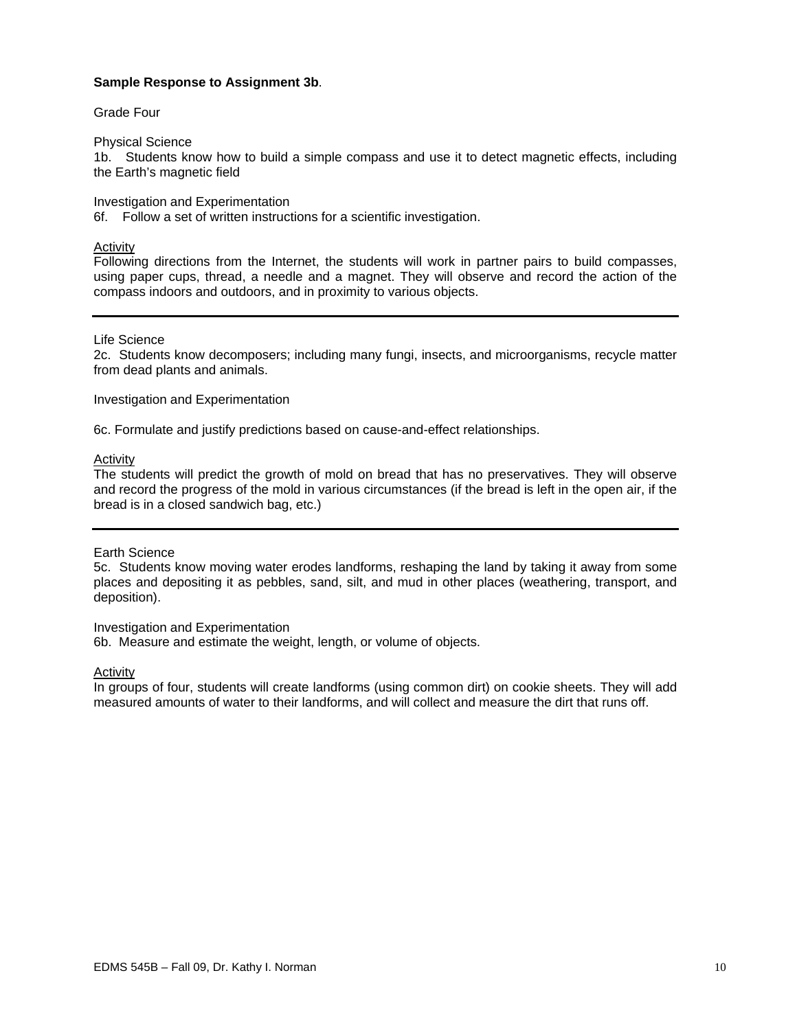**Sample Response to Assignment 3b**.

Grade Four

Physical Science
1b. Students know how to build a simple compass and use it to detect magnetic effects, including the Earth's magnetic field

Investigation and Experimentation
6f. Follow a set of written instructions for a scientific investigation.

<u>Activity</u>
Following directions from the Internet, the students will work in partner pairs to build compasses, using paper cups, thread, a needle and a magnet. They will observe and record the action of the compass indoors and outdoors, and in proximity to various objects.

---

Life Science
2c. Students know decomposers; including many fungi, insects, and microorganisms, recycle matter from dead plants and animals.

Investigation and Experimentation

6c. Formulate and justify predictions based on cause-and-effect relationships.

<u>Activity</u>
The students will predict the growth of mold on bread that has no preservatives. They will observe and record the progress of the mold in various circumstances (if the bread is left in the open air, if the bread is in a closed sandwich bag, etc.)

---

Earth Science
5c. Students know moving water erodes landforms, reshaping the land by taking it away from some places and depositing it as pebbles, sand, silt, and mud in other places (weathering, transport, and deposition).

Investigation and Experimentation
6b. Measure and estimate the weight, length, or volume of objects.

<u>Activity</u>
In groups of four, students will create landforms (using common dirt) on cookie sheets. They will add measured amounts of water to their landforms, and will collect and measure the dirt that runs off.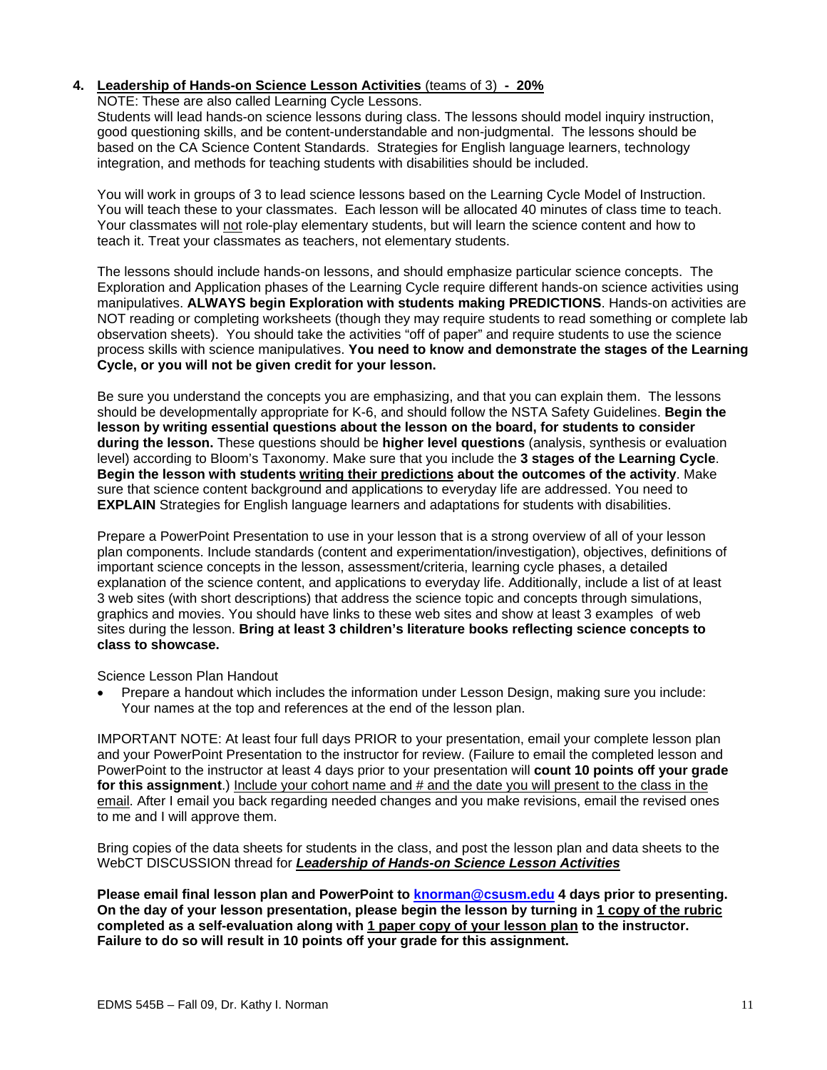**4. <u>Leadership of Hands-on Science Lesson Activities</u> (teams of 3) - 20%**

NOTE: These are also called Learning Cycle Lessons.

Students will lead hands-on science lessons during class. The lessons should model inquiry instruction, good questioning skills, and be content-understandable and non-judgmental. The lessons should be based on the CA Science Content Standards. Strategies for English language learners, technology integration, and methods for teaching students with disabilities should be included.

You will work in groups of 3 to lead science lessons based on the Learning Cycle Model of Instruction. You will teach these to your classmates. Each lesson will be allocated 40 minutes of class time to teach. Your classmates will <u>not</u> role-play elementary students, but will learn the science content and how to teach it. Treat your classmates as teachers, not elementary students.

The lessons should include hands-on lessons, and should emphasize particular science concepts. The Exploration and Application phases of the Learning Cycle require different hands-on science activities using manipulatives. **ALWAYS begin Exploration with students making PREDICTIONS**. Hands-on activities are NOT reading or completing worksheets (though they may require students to read something or complete lab observation sheets). You should take the activities "off of paper" and require students to use the science process skills with science manipulatives. **You need to know and demonstrate the stages of the Learning Cycle, or you will not be given credit for your lesson.**

Be sure you understand the concepts you are emphasizing, and that you can explain them. The lessons should be developmentally appropriate for K-6, and should follow the NSTA Safety Guidelines. **Begin the lesson by writing essential questions about the lesson on the board, for students to consider during the lesson.** These questions should be **higher level questions** (analysis, synthesis or evaluation level) according to Bloom's Taxonomy. Make sure that you include the **3 stages of the Learning Cycle**. **Begin the lesson with students <u>writing their predictions</u> about the outcomes of the activity**. Make sure that science content background and applications to everyday life are addressed. You need to **EXPLAIN** Strategies for English language learners and adaptations for students with disabilities.

Prepare a PowerPoint Presentation to use in your lesson that is a strong overview of all of your lesson plan components. Include standards (content and experimentation/investigation), objectives, definitions of important science concepts in the lesson, assessment/criteria, learning cycle phases, a detailed explanation of the science content, and applications to everyday life. Additionally, include a list of at least 3 web sites (with short descriptions) that address the science topic and concepts through simulations, graphics and movies. You should have links to these web sites and show at least 3 examples of web sites during the lesson. **Bring at least 3 children's literature books reflecting science concepts to class to showcase.**

Science Lesson Plan Handout

- Prepare a handout which includes the information under Lesson Design, making sure you include: Your names at the top and references at the end of the lesson plan.

IMPORTANT NOTE: At least four full days PRIOR to your presentation, email your complete lesson plan and your PowerPoint Presentation to the instructor for review. (Failure to email the completed lesson and PowerPoint to the instructor at least 4 days prior to your presentation will **count 10 points off your grade for this assignment**.) <u>Include your cohort name and # and the date you will present to the class in the email</u>. After I email you back regarding needed changes and you make revisions, email the revised ones to me and I will approve them.

Bring copies of the data sheets for students in the class, and post the lesson plan and data sheets to the WebCT DISCUSSION thread for ***<u>Leadership of Hands-on Science Lesson Activities</u>***

**Please email final lesson plan and PowerPoint to <u>knorman@csusm.edu</u> 4 days prior to presenting. On the day of your lesson presentation, please begin the lesson by turning in <u>1 copy of the rubric</u> completed as a self-evaluation along with <u>1 paper copy of your lesson plan</u> to the instructor. Failure to do so will result in 10 points off your grade for this assignment.**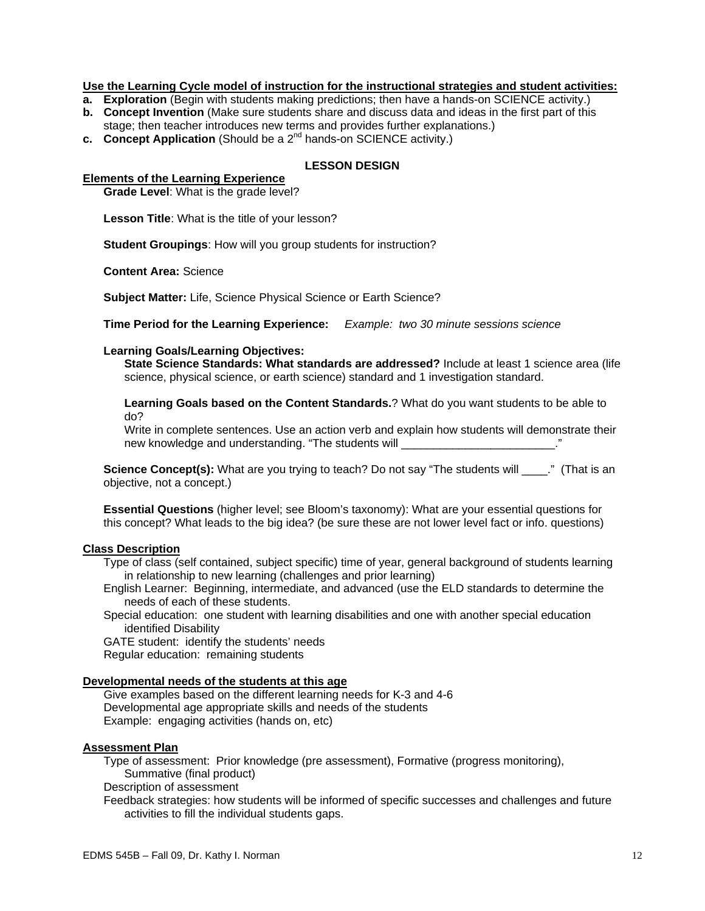**Use the Learning Cycle model of instruction for the instructional strategies and student activities:**

**a. Exploration** (Begin with students making predictions; then have a hands-on SCIENCE activity.)
**b. Concept Invention** (Make sure students share and discuss data and ideas in the first part of this stage; then teacher introduces new terms and provides further explanations.)
**c. Concept Application** (Should be a 2nd hands-on SCIENCE activity.)

## LESSON DESIGN

### Elements of the Learning Experience

**Grade Level**: What is the grade level?

**Lesson Title**: What is the title of your lesson?

**Student Groupings**: How will you group students for instruction?

**Content Area:** Science

**Subject Matter:** Life, Science Physical Science or Earth Science?

**Time Period for the Learning Experience:** *Example: two 30 minute sessions science*

**Learning Goals/Learning Objectives:**

**State Science Standards: What standards are addressed?** Include at least 1 science area (life science, physical science, or earth science) standard and 1 investigation standard.

**Learning Goals based on the Content Standards.**? What do you want students to be able to do?
Write in complete sentences. Use an action verb and explain how students will demonstrate their new knowledge and understanding. "The students will ________________________."

**Science Concept(s):** What are you trying to teach? Do not say "The students will ____." (That is an objective, not a concept.)

**Essential Questions** (higher level; see Bloom's taxonomy): What are your essential questions for this concept? What leads to the big idea? (be sure these are not lower level fact or info. questions)

### Class Description

Type of class (self contained, subject specific) time of year, general background of students learning in relationship to new learning (challenges and prior learning)
English Learner: Beginning, intermediate, and advanced (use the ELD standards to determine the needs of each of these students.
Special education: one student with learning disabilities and one with another special education identified Disability
GATE student: identify the students' needs
Regular education: remaining students

### Developmental needs of the students at this age

Give examples based on the different learning needs for K-3 and 4-6
Developmental age appropriate skills and needs of the students
Example: engaging activities (hands on, etc)

### Assessment Plan

Type of assessment: Prior knowledge (pre assessment), Formative (progress monitoring), Summative (final product)
Description of assessment
Feedback strategies: how students will be informed of specific successes and challenges and future activities to fill the individual students gaps.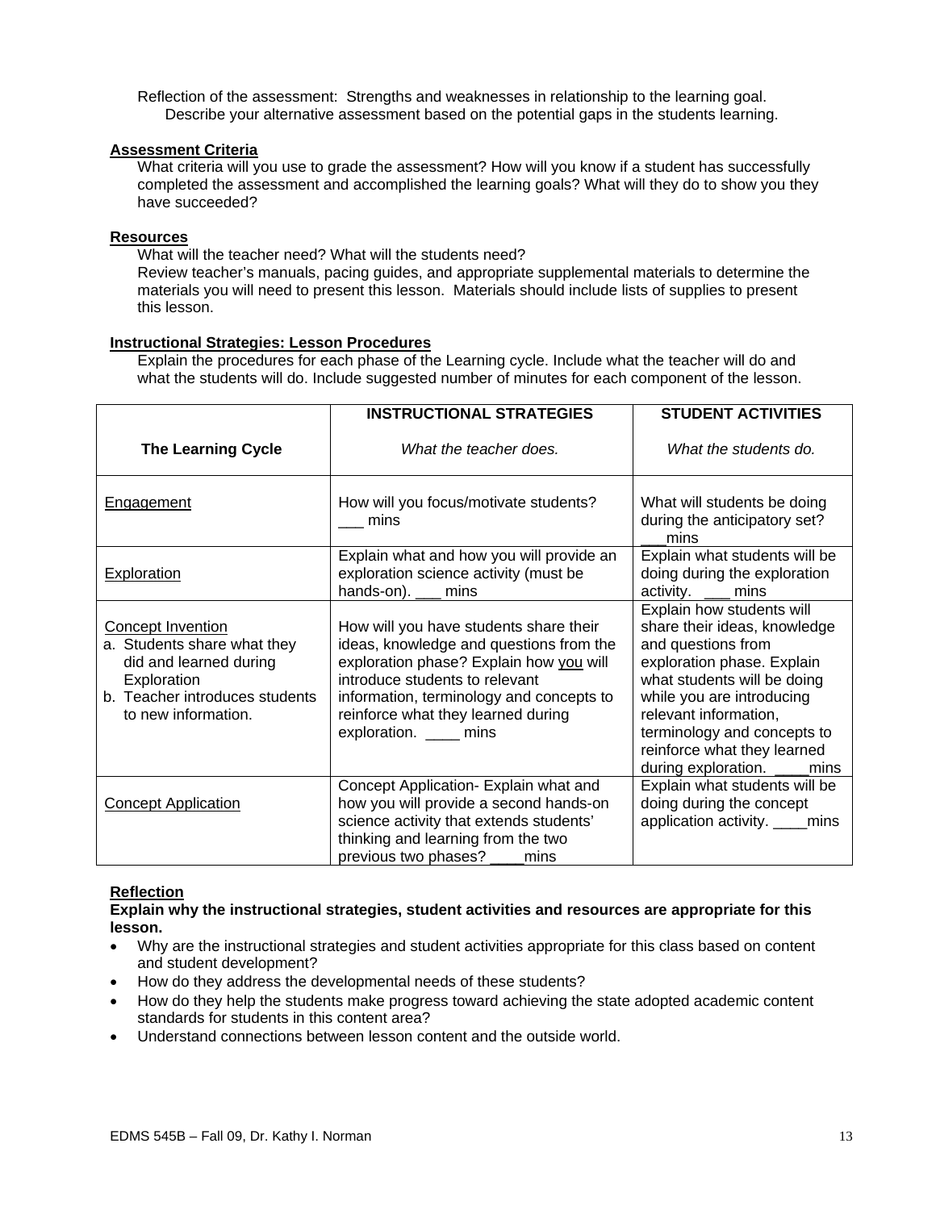Reflection of the assessment: Strengths and weaknesses in relationship to the learning goal. Describe your alternative assessment based on the potential gaps in the students learning.

**Assessment Criteria**

What criteria will you use to grade the assessment? How will you know if a student has successfully completed the assessment and accomplished the learning goals? What will they do to show you they have succeeded?

**Resources**

What will the teacher need? What will the students need?
Review teacher's manuals, pacing guides, and appropriate supplemental materials to determine the materials you will need to present this lesson. Materials should include lists of supplies to present this lesson.

**Instructional Strategies: Lesson Procedures**

Explain the procedures for each phase of the Learning cycle. Include what the teacher will do and what the students will do. Include suggested number of minutes for each component of the lesson.

| **The Learning Cycle** | **INSTRUCTIONAL STRATEGIES** *What the teacher does.* | **STUDENT ACTIVITIES** *What the students do.* |
|---|---|---|
| Engagement | How will you focus/motivate students? ___ mins | What will students be doing during the anticipatory set? ___mins |
| Exploration | Explain what and how you will provide an exploration science activity (must be hands-on). ___ mins | Explain what students will be doing during the exploration activity. ___ mins |
| Concept Invention<br>a. Students share what they did and learned during Exploration<br>b. Teacher introduces students to new information. | How will you have students share their ideas, knowledge and questions from the exploration phase? Explain how you will introduce students to relevant information, terminology and concepts to reinforce what they learned during exploration. ____ mins | Explain how students will share their ideas, knowledge and questions from exploration phase. Explain what students will be doing while you are introducing relevant information, terminology and concepts to reinforce what they learned during exploration. ____mins |
| Concept Application | Concept Application- Explain what and how you will provide a second hands-on science activity that extends students' thinking and learning from the two previous two phases? ____mins | Explain what students will be doing during the concept application activity. ____mins |

**Reflection**

**Explain why the instructional strategies, student activities and resources are appropriate for this lesson.**

- Why are the instructional strategies and student activities appropriate for this class based on content and student development?
- How do they address the developmental needs of these students?
- How do they help the students make progress toward achieving the state adopted academic content standards for students in this content area?
- Understand connections between lesson content and the outside world.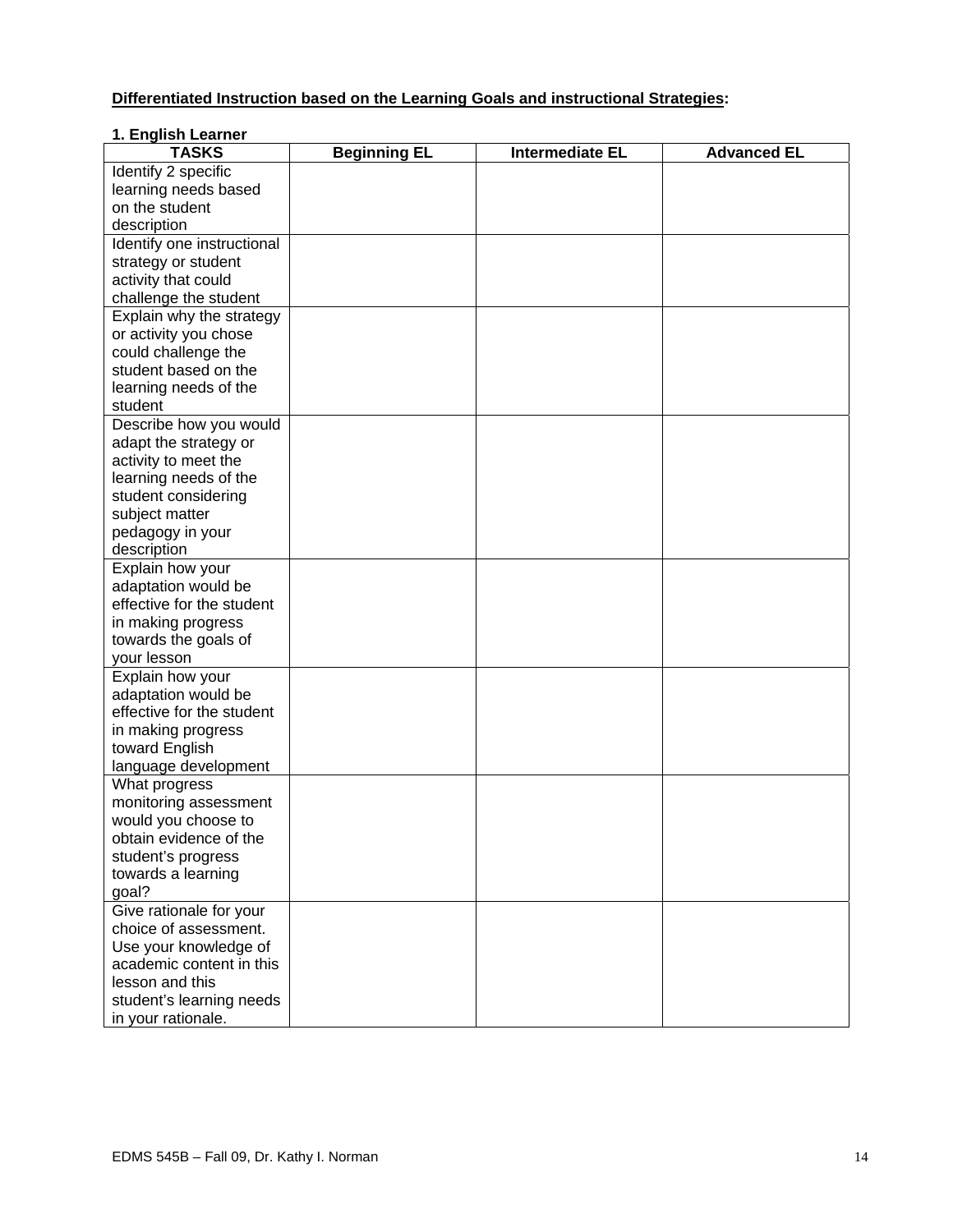**<u>Differentiated Instruction based on the Learning Goals and instructional Strategies</u>:**

**1. English Learner**

| TASKS | Beginning EL | Intermediate EL | Advanced EL |
|---|---|---|---|
| Identify 2 specific learning needs based on the student description | | | |
| Identify one instructional strategy or student activity that could challenge the student | | | |
| Explain why the strategy or activity you chose could challenge the student based on the learning needs of the student | | | |
| Describe how you would adapt the strategy or activity to meet the learning needs of the student considering subject matter pedagogy in your description | | | |
| Explain how your adaptation would be effective for the student in making progress towards the goals of your lesson | | | |
| Explain how your adaptation would be effective for the student in making progress toward English language development | | | |
| What progress monitoring assessment would you choose to obtain evidence of the student's progress towards a learning goal? | | | |
| Give rationale for your choice of assessment. Use your knowledge of academic content in this lesson and this student's learning needs in your rationale. | | | |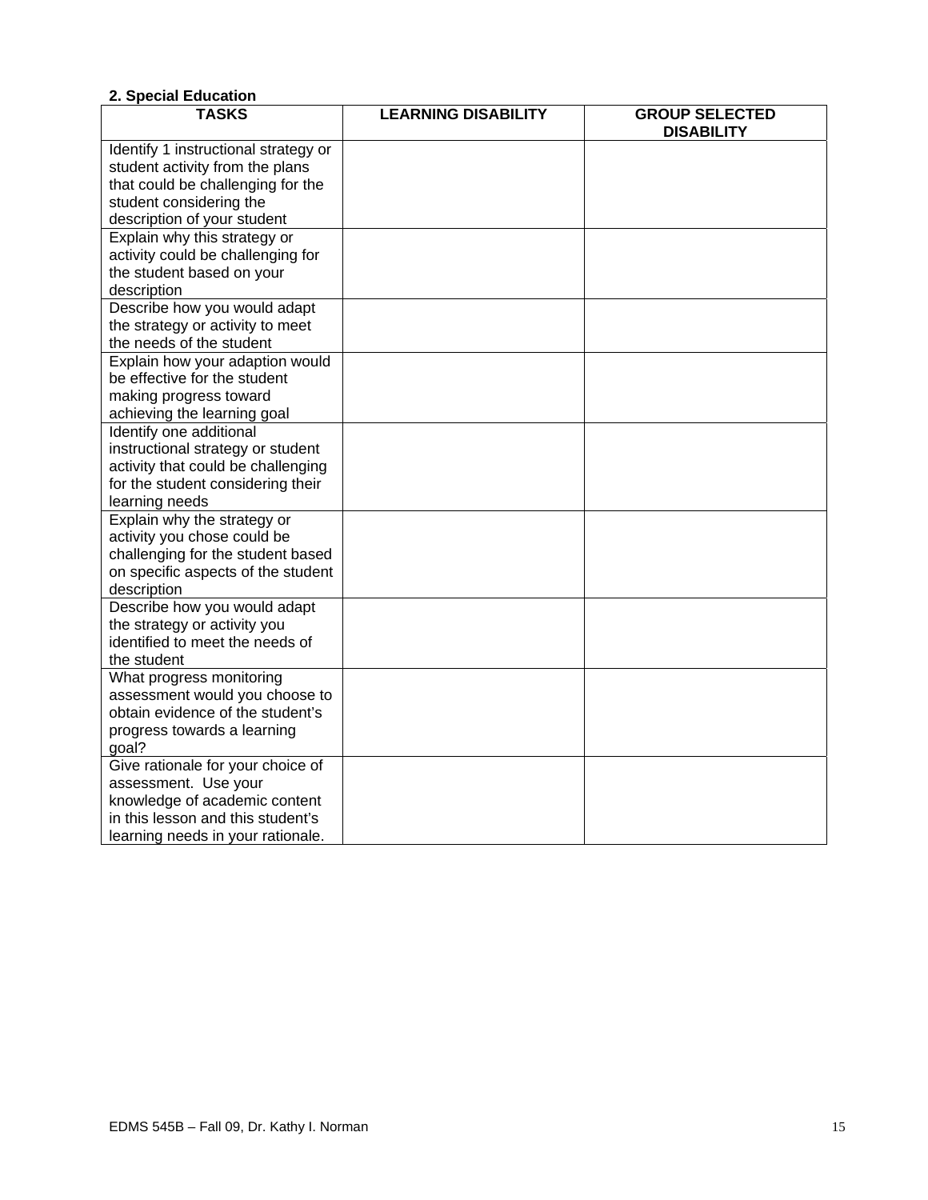**2. Special Education**

| TASKS | LEARNING DISABILITY | GROUP SELECTED DISABILITY |
|---|---|---|
| Identify 1 instructional strategy or student activity from the plans that could be challenging for the student considering the description of your student | | |
| Explain why this strategy or activity could be challenging for the student based on your description | | |
| Describe how you would adapt the strategy or activity to meet the needs of the student | | |
| Explain how your adaption would be effective for the student making progress toward achieving the learning goal | | |
| Identify one additional instructional strategy or student activity that could be challenging for the student considering their learning needs | | |
| Explain why the strategy or activity you chose could be challenging for the student based on specific aspects of the student description | | |
| Describe how you would adapt the strategy or activity you identified to meet the needs of the student | | |
| What progress monitoring assessment would you choose to obtain evidence of the student's progress towards a learning goal? | | |
| Give rationale for your choice of assessment. Use your knowledge of academic content in this lesson and this student's learning needs in your rationale. | | |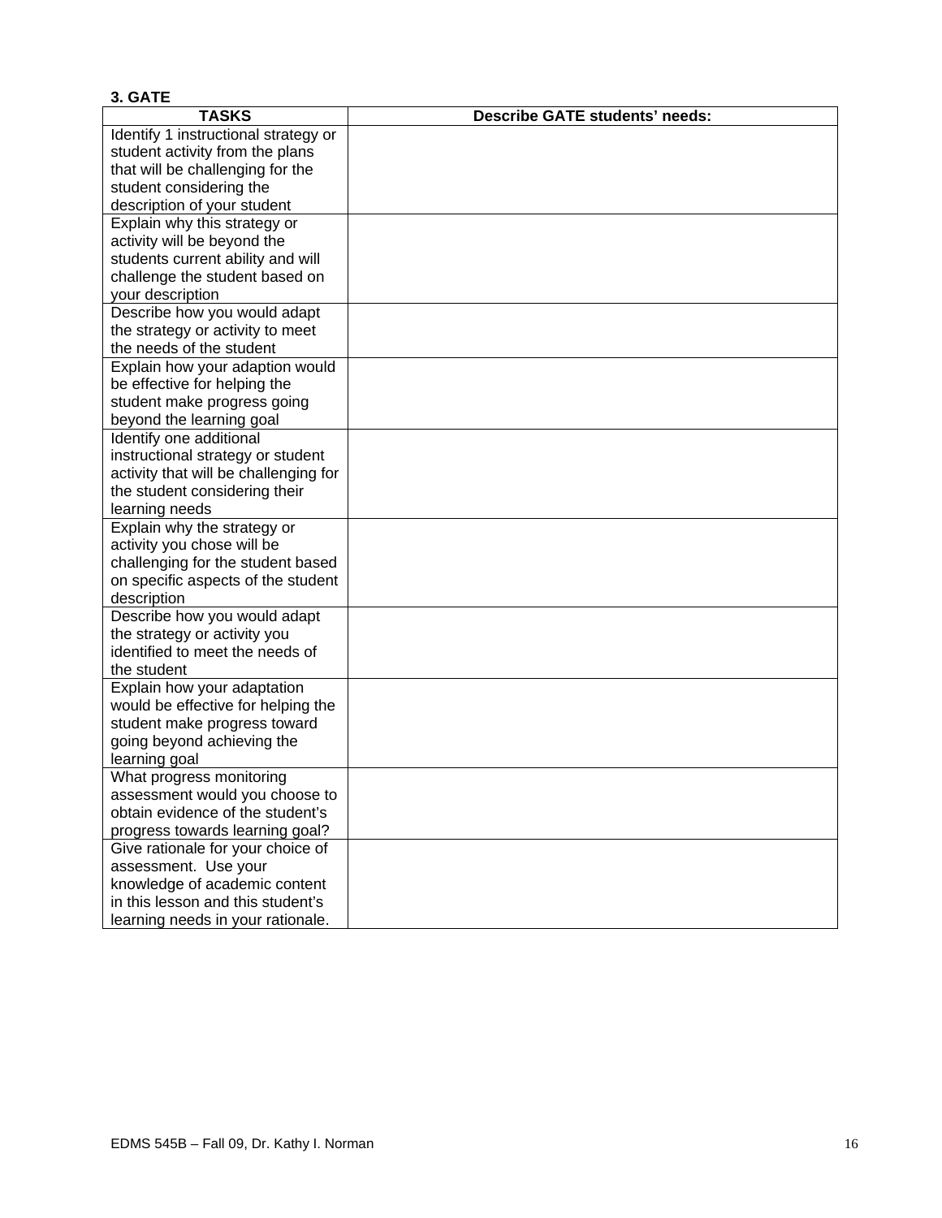**3. GATE**

| TASKS | Describe GATE students' needs: |
|---|---|
| Identify 1 instructional strategy or student activity from the plans that will be challenging for the student considering the description of your student | |
| Explain why this strategy or activity will be beyond the students current ability and will challenge the student based on your description | |
| Describe how you would adapt the strategy or activity to meet the needs of the student | |
| Explain how your adaption would be effective for helping the student make progress going beyond the learning goal | |
| Identify one additional instructional strategy or student activity that will be challenging for the student considering their learning needs | |
| Explain why the strategy or activity you chose will be challenging for the student based on specific aspects of the student description | |
| Describe how you would adapt the strategy or activity you identified to meet the needs of the student | |
| Explain how your adaptation would be effective for helping the student make progress toward going beyond achieving the learning goal | |
| What progress monitoring assessment would you choose to obtain evidence of the student's progress towards learning goal? | |
| Give rationale for your choice of assessment. Use your knowledge of academic content in this lesson and this student's learning needs in your rationale. | |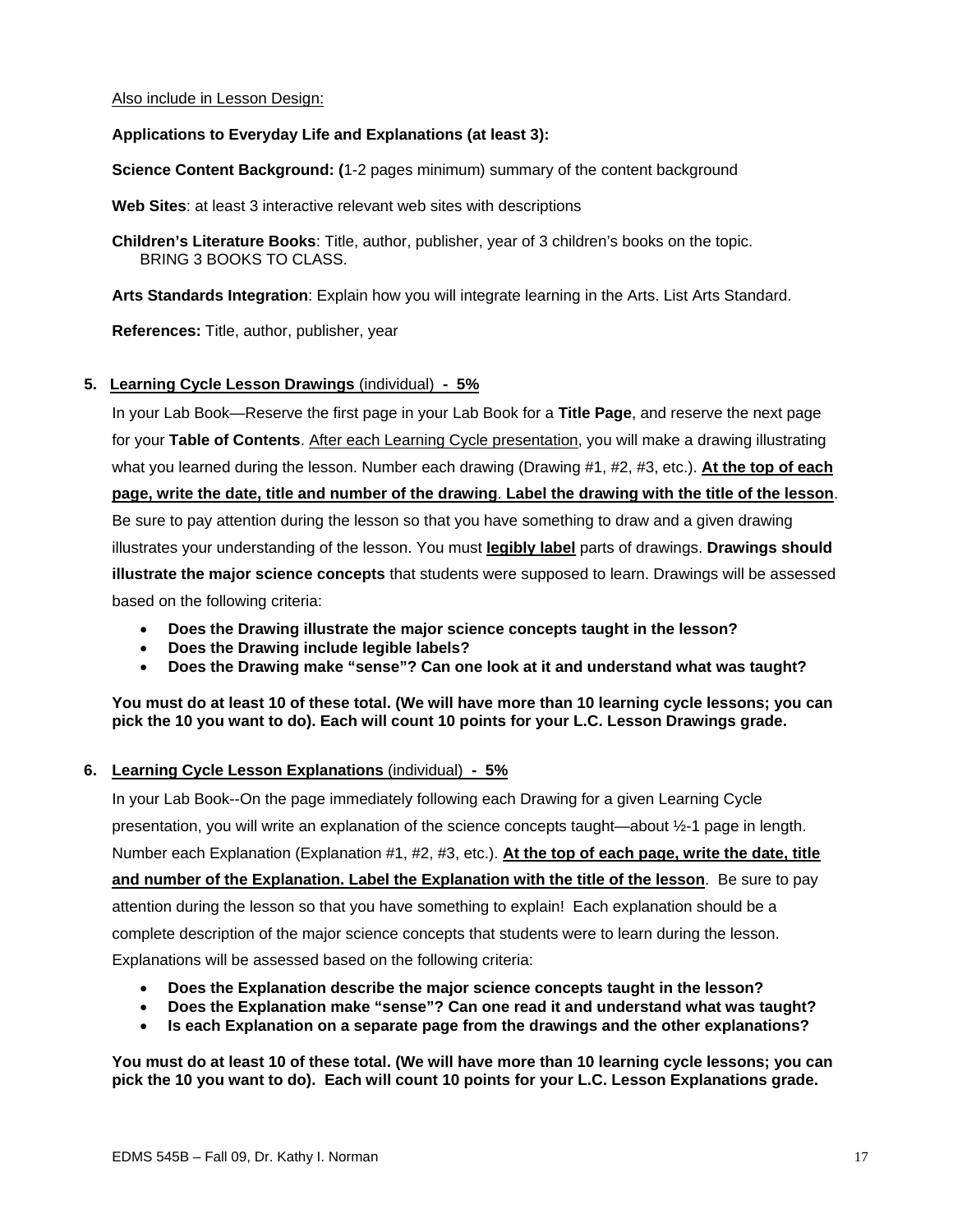<u>Also include in Lesson Design:</u>

**Applications to Everyday Life and Explanations (at least 3):**

**Science Content Background: (**1-2 pages minimum) summary of the content background

**Web Sites**: at least 3 interactive relevant web sites with descriptions

**Children's Literature Books**: Title, author, publisher, year of 3 children's books on the topic.
BRING 3 BOOKS TO CLASS.

**Arts Standards Integration**: Explain how you will integrate learning in the Arts. List Arts Standard.

**References:** Title, author, publisher, year

**5. <u>Learning Cycle Lesson Drawings</u>** (individual) **- 5%**

In your Lab Book—Reserve the first page in your Lab Book for a **Title Page**, and reserve the next page for your **Table of Contents**. <u>After each Learning Cycle presentation</u>, you will make a drawing illustrating what you learned during the lesson. Number each drawing (Drawing #1, #2, #3, etc.). **<u>At the top of each page, write the date, title and number of the drawing</u>**. **<u>Label the drawing with the title of the lesson</u>**. Be sure to pay attention during the lesson so that you have something to draw and a given drawing illustrates your understanding of the lesson. You must **<u>legibly label</u>** parts of drawings. **Drawings should illustrate the major science concepts** that students were supposed to learn. Drawings will be assessed based on the following criteria:

- **Does the Drawing illustrate the major science concepts taught in the lesson?**
- **Does the Drawing include legible labels?**
- **Does the Drawing make "sense"? Can one look at it and understand what was taught?**

**You must do at least 10 of these total. (We will have more than 10 learning cycle lessons; you can pick the 10 you want to do). Each will count 10 points for your L.C. Lesson Drawings grade.**

**6. <u>Learning Cycle Lesson Explanations</u>** (individual) **- 5%**

In your Lab Book--On the page immediately following each Drawing for a given Learning Cycle presentation, you will write an explanation of the science concepts taught—about ½-1 page in length. Number each Explanation (Explanation #1, #2, #3, etc.). **<u>At the top of each page, write the date, title and number of the Explanation. Label the Explanation with the title of the lesson</u>**. Be sure to pay attention during the lesson so that you have something to explain! Each explanation should be a complete description of the major science concepts that students were to learn during the lesson. Explanations will be assessed based on the following criteria:

- **Does the Explanation describe the major science concepts taught in the lesson?**
- **Does the Explanation make "sense"? Can one read it and understand what was taught?**
- **Is each Explanation on a separate page from the drawings and the other explanations?**

**You must do at least 10 of these total. (We will have more than 10 learning cycle lessons; you can pick the 10 you want to do). Each will count 10 points for your L.C. Lesson Explanations grade.**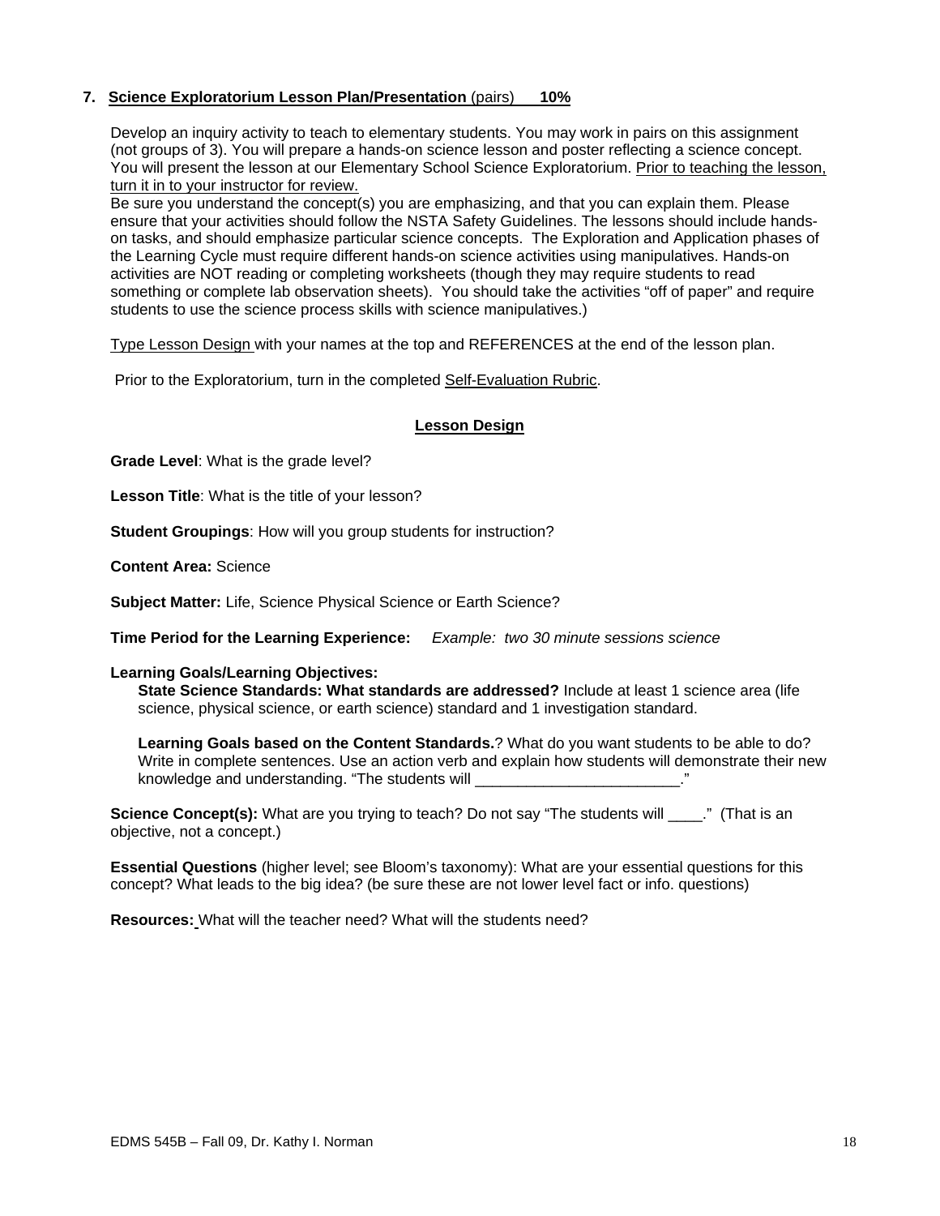### 7. Science Exploratorium Lesson Plan/Presentation (pairs) 10%

Develop an inquiry activity to teach to elementary students. You may work in pairs on this assignment (not groups of 3). You will prepare a hands-on science lesson and poster reflecting a science concept. You will present the lesson at our Elementary School Science Exploratorium. Prior to teaching the lesson, turn it in to your instructor for review.
Be sure you understand the concept(s) you are emphasizing, and that you can explain them. Please ensure that your activities should follow the NSTA Safety Guidelines. The lessons should include hands-on tasks, and should emphasize particular science concepts. The Exploration and Application phases of the Learning Cycle must require different hands-on science activities using manipulatives. Hands-on activities are NOT reading or completing worksheets (though they may require students to read something or complete lab observation sheets). You should take the activities "off of paper" and require students to use the science process skills with science manipulatives.)

Type Lesson Design with your names at the top and REFERENCES at the end of the lesson plan.

Prior to the Exploratorium, turn in the completed Self-Evaluation Rubric.

## Lesson Design

**Grade Level**: What is the grade level?

**Lesson Title**: What is the title of your lesson?

**Student Groupings**: How will you group students for instruction?

**Content Area:** Science

**Subject Matter:** Life, Science Physical Science or Earth Science?

**Time Period for the Learning Experience:** *Example: two 30 minute sessions science*

**Learning Goals/Learning Objectives:**

**State Science Standards: What standards are addressed?** Include at least 1 science area (life science, physical science, or earth science) standard and 1 investigation standard.

**Learning Goals based on the Content Standards.**? What do you want students to be able to do? Write in complete sentences. Use an action verb and explain how students will demonstrate their new knowledge and understanding. "The students will ________________________."

**Science Concept(s):** What are you trying to teach? Do not say "The students will ____." (That is an objective, not a concept.)

**Essential Questions** (higher level; see Bloom's taxonomy): What are your essential questions for this concept? What leads to the big idea? (be sure these are not lower level fact or info. questions)

**Resources:** What will the teacher need? What will the students need?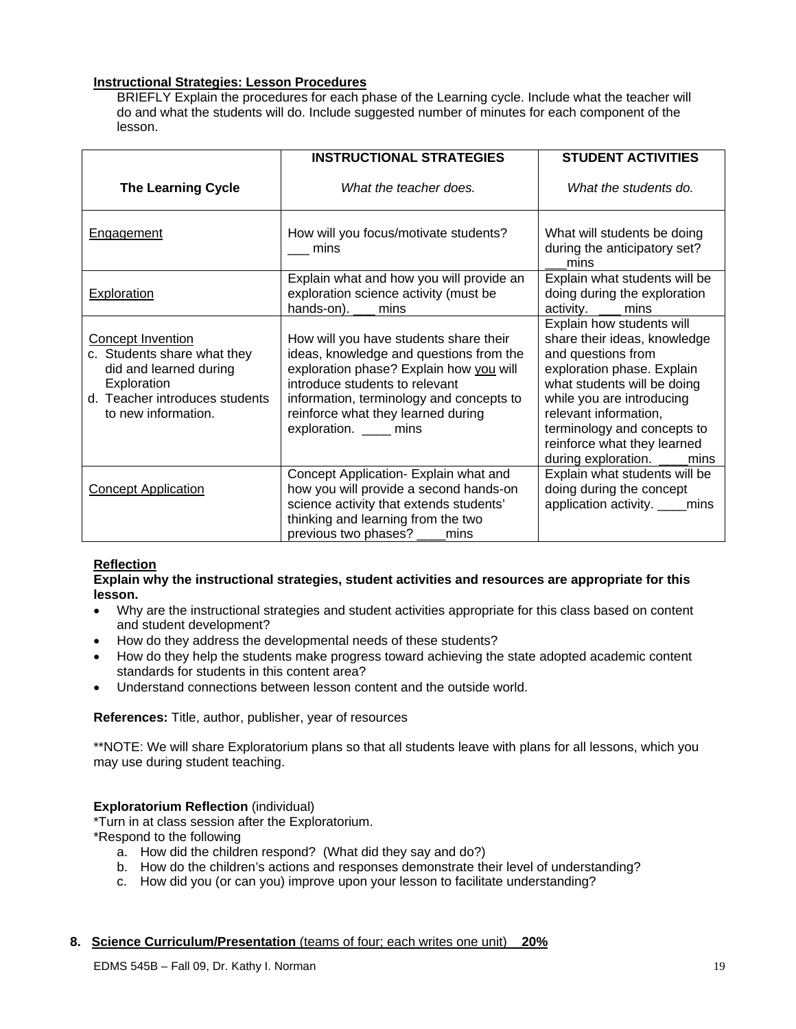**Instructional Strategies: Lesson Procedures**

BRIEFLY Explain the procedures for each phase of the Learning cycle. Include what the teacher will do and what the students will do. Include suggested number of minutes for each component of the lesson.

| **The Learning Cycle** | **INSTRUCTIONAL STRATEGIES** *What the teacher does.* | **STUDENT ACTIVITIES** *What the students do.* |
|---|---|---|
| Engagement | How will you focus/motivate students? ___ mins | What will students be doing during the anticipatory set? ___mins |
| Exploration | Explain what and how you will provide an exploration science activity (must be hands-on). ___ mins | Explain what students will be doing during the exploration activity. ___ mins |
| Concept Invention<br>c. Students share what they did and learned during Exploration<br>d. Teacher introduces students to new information. | How will you have students share their ideas, knowledge and questions from the exploration phase? Explain how you will introduce students to relevant information, terminology and concepts to reinforce what they learned during exploration. ____ mins | Explain how students will share their ideas, knowledge and questions from exploration phase. Explain what students will be doing while you are introducing relevant information, terminology and concepts to reinforce what they learned during exploration. ____mins |
| Concept Application | Concept Application- Explain what and how you will provide a second hands-on science activity that extends students' thinking and learning from the two previous two phases? ____mins | Explain what students will be doing during the concept application activity. ____mins |

**Reflection**

**Explain why the instructional strategies, student activities and resources are appropriate for this lesson.**

- Why are the instructional strategies and student activities appropriate for this class based on content and student development?
- How do they address the developmental needs of these students?
- How do they help the students make progress toward achieving the state adopted academic content standards for students in this content area?
- Understand connections between lesson content and the outside world.

**References:** Title, author, publisher, year of resources

**NOTE: We will share Exploratorium plans so that all students leave with plans for all lessons, which you may use during student teaching.

**Exploratorium Reflection** (individual)

*Turn in at class session after the Exploratorium.

*Respond to the following

a. How did the children respond? (What did they say and do?)
b. How do the children's actions and responses demonstrate their level of understanding?
c. How did you (or can you) improve upon your lesson to facilitate understanding?

8. **Science Curriculum/Presentation** (teams of four; each writes one unit) **20%**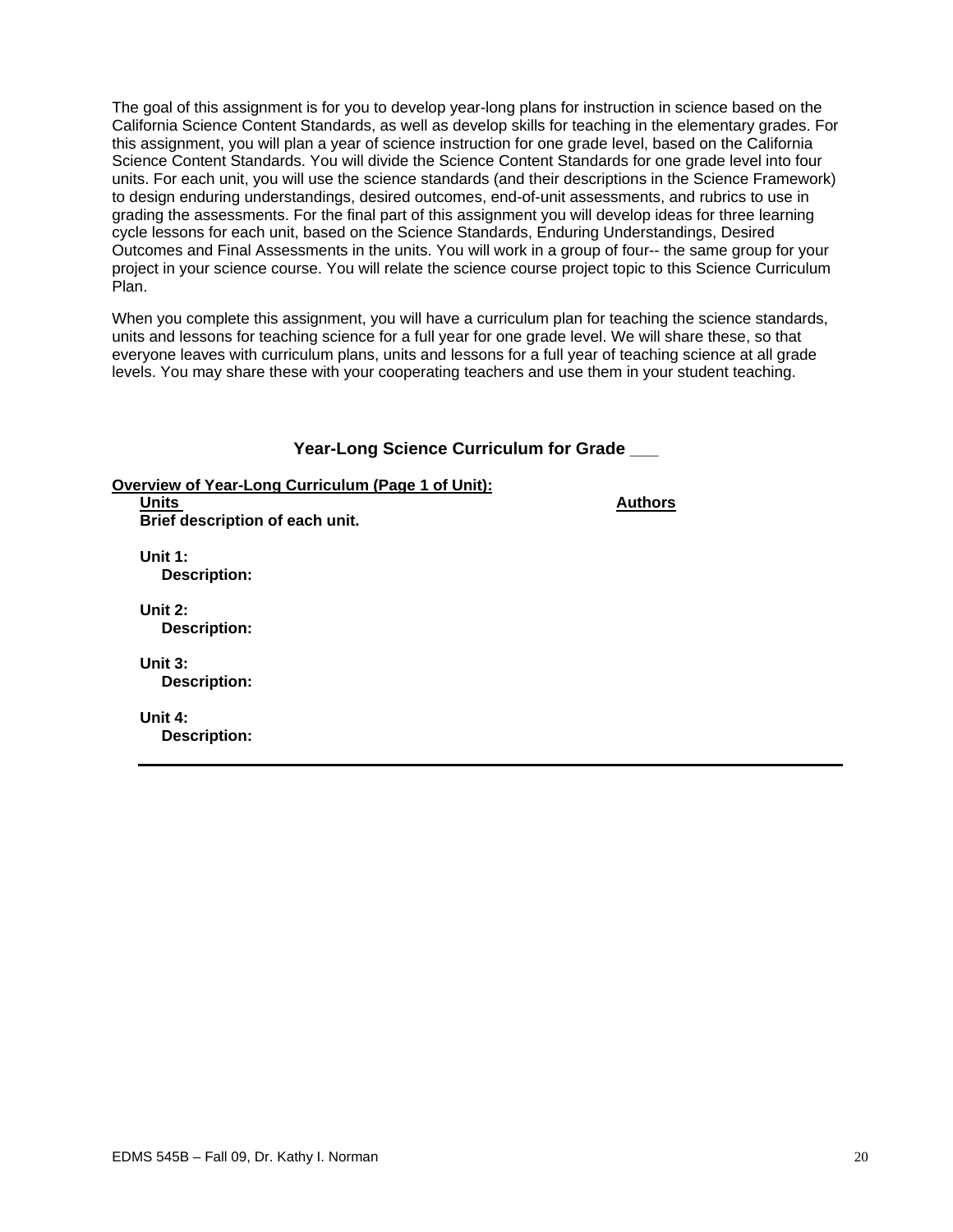The goal of this assignment is for you to develop year-long plans for instruction in science based on the California Science Content Standards, as well as develop skills for teaching in the elementary grades. For this assignment, you will plan a year of science instruction for one grade level, based on the California Science Content Standards. You will divide the Science Content Standards for one grade level into four units. For each unit, you will use the science standards (and their descriptions in the Science Framework) to design enduring understandings, desired outcomes, end-of-unit assessments, and rubrics to use in grading the assessments. For the final part of this assignment you will develop ideas for three learning cycle lessons for each unit, based on the Science Standards, Enduring Understandings, Desired Outcomes and Final Assessments in the units. You will work in a group of four-- the same group for your project in your science course. You will relate the science course project topic to this Science Curriculum Plan.

When you complete this assignment, you will have a curriculum plan for teaching the science standards, units and lessons for teaching science for a full year for one grade level. We will share these, so that everyone leaves with curriculum plans, units and lessons for a full year of teaching science at all grade levels. You may share these with your cooperating teachers and use them in your student teaching.

## Year-Long Science Curriculum for Grade ___

**Overview of Year-Long Curriculum (Page 1 of Unit):**

**Units** **Authors**

**Brief description of each unit.**

**Unit 1:**
**Description:**

**Unit 2:**
**Description:**

**Unit 3:**
**Description:**

**Unit 4:**
**Description:**

---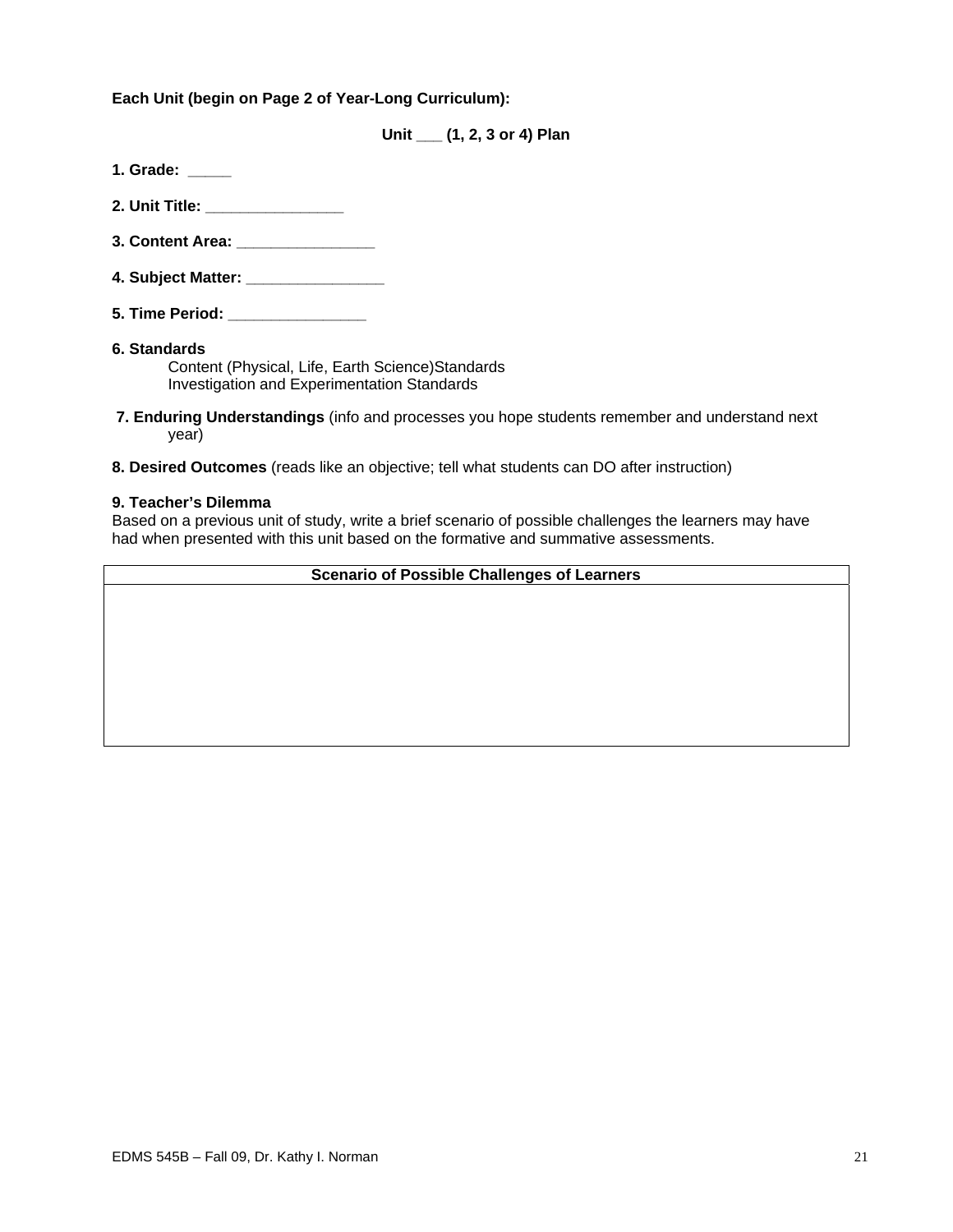**Each Unit (begin on Page 2 of Year-Long Curriculum):**

**Unit ___ (1, 2, 3 or 4) Plan**

**1. Grade: _____**

**2. Unit Title: ________________**

**3. Content Area: ________________**

**4. Subject Matter: ________________**

**5. Time Period: ________________**

**6. Standards**

Content (Physical, Life, Earth Science)Standards
Investigation and Experimentation Standards

**7. Enduring Understandings** (info and processes you hope students remember and understand next year)

**8. Desired Outcomes** (reads like an objective; tell what students can DO after instruction)

**9. Teacher's Dilemma**

Based on a previous unit of study, write a brief scenario of possible challenges the learners may have had when presented with this unit based on the formative and summative assessments.

| Scenario of Possible Challenges of Learners |
| --- |
| |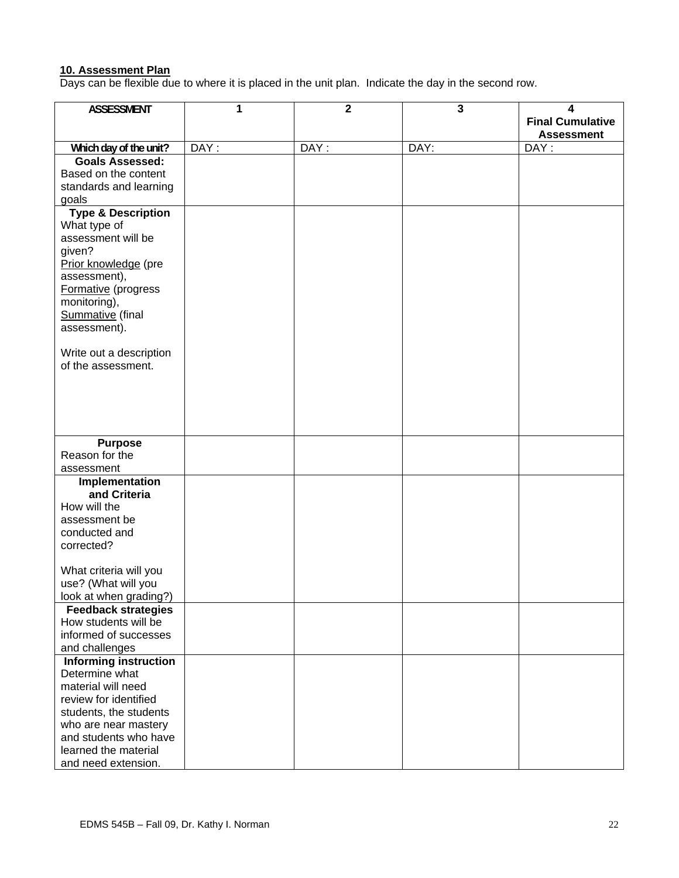**10. Assessment Plan**

Days can be flexible due to where it is placed in the unit plan. Indicate the day in the second row.

| **ASSESSMENT** | **1** | **2** | **3** | **4 Final Cumulative Assessment** |
|---|---|---|---|---|
| **Which day of the unit?** | DAY : | DAY : | DAY: | DAY : |
| **Goals Assessed:** Based on the content standards and learning goals | | | | |
| **Type & Description** What type of assessment will be given? Prior knowledge (pre assessment), Formative (progress monitoring), Summative (final assessment). Write out a description of the assessment. | | | | |
| **Purpose** Reason for the assessment | | | | |
| **Implementation and Criteria** How will the assessment be conducted and corrected? What criteria will you use? (What will you look at when grading?) | | | | |
| **Feedback strategies** How students will be informed of successes and challenges | | | | |
| **Informing instruction** Determine what material will need review for identified students, the students who are near mastery and students who have learned the material and need extension. | | | | |

EDMS 545B – Fall 09, Dr. Kathy I. Norman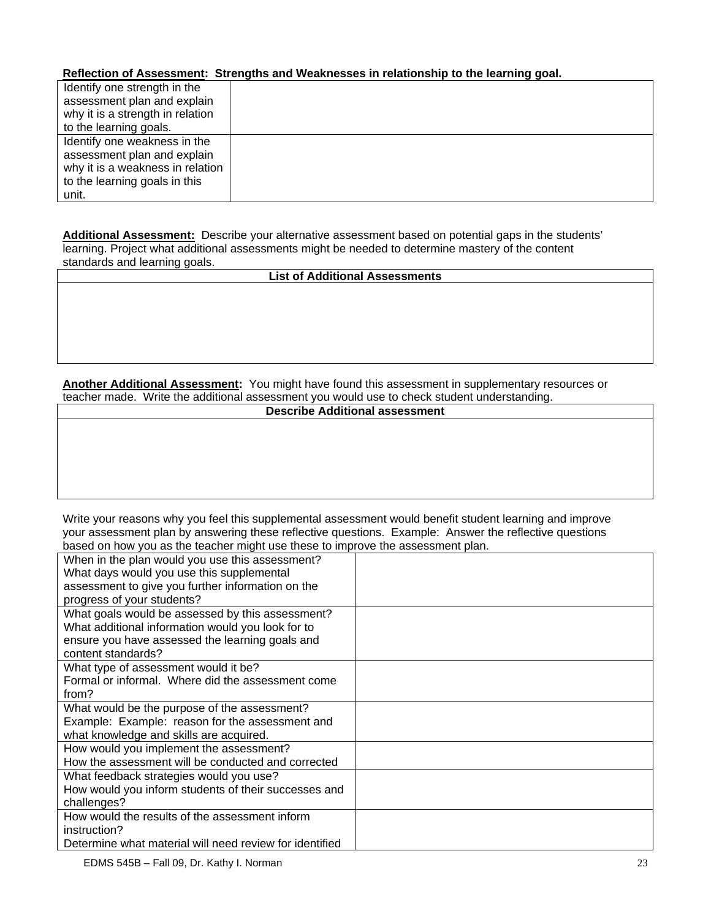**<u>Reflection of Assessment</u>: Strengths and Weaknesses in relationship to the learning goal.**

| | |
|---|---|
| Identify one strength in the assessment plan and explain why it is a strength in relation to the learning goals. | |
| Identify one weakness in the assessment plan and explain why it is a weakness in relation to the learning goals in this unit. | |

**<u>Additional Assessment:</u>** Describe your alternative assessment based on potential gaps in the students' learning. Project what additional assessments might be needed to determine mastery of the content standards and learning goals.

| **List of Additional Assessments** |
|---|
| |

**<u>Another Additional Assessment</u>:** You might have found this assessment in supplementary resources or teacher made. Write the additional assessment you would use to check student understanding.

| **Describe Additional assessment** |
|---|
| |

Write your reasons why you feel this supplemental assessment would benefit student learning and improve your assessment plan by answering these reflective questions. Example: Answer the reflective questions based on how you as the teacher might use these to improve the assessment plan.

| | |
|---|---|
| When in the plan would you use this assessment? What days would you use this supplemental assessment to give you further information on the progress of your students? | |
| What goals would be assessed by this assessment? What additional information would you look for to ensure you have assessed the learning goals and content standards? | |
| What type of assessment would it be? Formal or informal. Where did the assessment come from? | |
| What would be the purpose of the assessment? Example: Example: reason for the assessment and what knowledge and skills are acquired. | |
| How would you implement the assessment? How the assessment will be conducted and corrected | |
| What feedback strategies would you use? How would you inform students of their successes and challenges? | |
| How would the results of the assessment inform instruction? Determine what material will need review for identified | |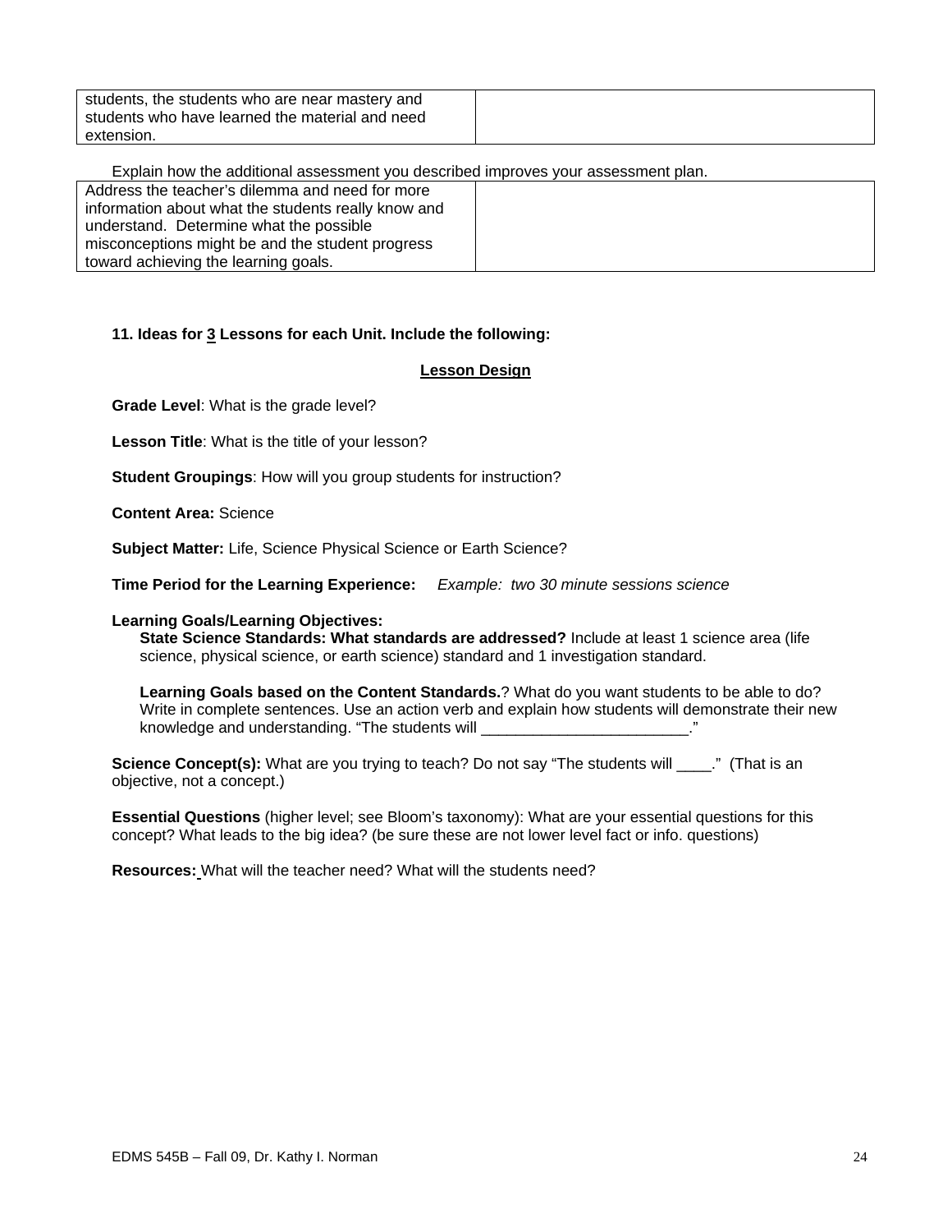| students, the students who are near mastery and students who have learned the material and need extension. | |
|---|---|

Explain how the additional assessment you described improves your assessment plan.

| Address the teacher's dilemma and need for more information about what the students really know and understand. Determine what the possible misconceptions might be and the student progress toward achieving the learning goals. | |
|---|---|

**11. Ideas for <u>3</u> Lessons for each Unit. Include the following:**

**<u>Lesson Design</u>**

**Grade Level**: What is the grade level?

**Lesson Title**: What is the title of your lesson?

**Student Groupings**: How will you group students for instruction?

**Content Area:** Science

**Subject Matter:** Life, Science Physical Science or Earth Science?

**Time Period for the Learning Experience:** *Example: two 30 minute sessions science*

**Learning Goals/Learning Objectives:**

**State Science Standards: What standards are addressed?** Include at least 1 science area (life science, physical science, or earth science) standard and 1 investigation standard.

**Learning Goals based on the Content Standards.**? What do you want students to be able to do? Write in complete sentences. Use an action verb and explain how students will demonstrate their new knowledge and understanding. "The students will ________________________."

**Science Concept(s):** What are you trying to teach? Do not say "The students will ____." (That is an objective, not a concept.)

**Essential Questions** (higher level; see Bloom's taxonomy): What are your essential questions for this concept? What leads to the big idea? (be sure these are not lower level fact or info. questions)

**Resources:** What will the teacher need? What will the students need?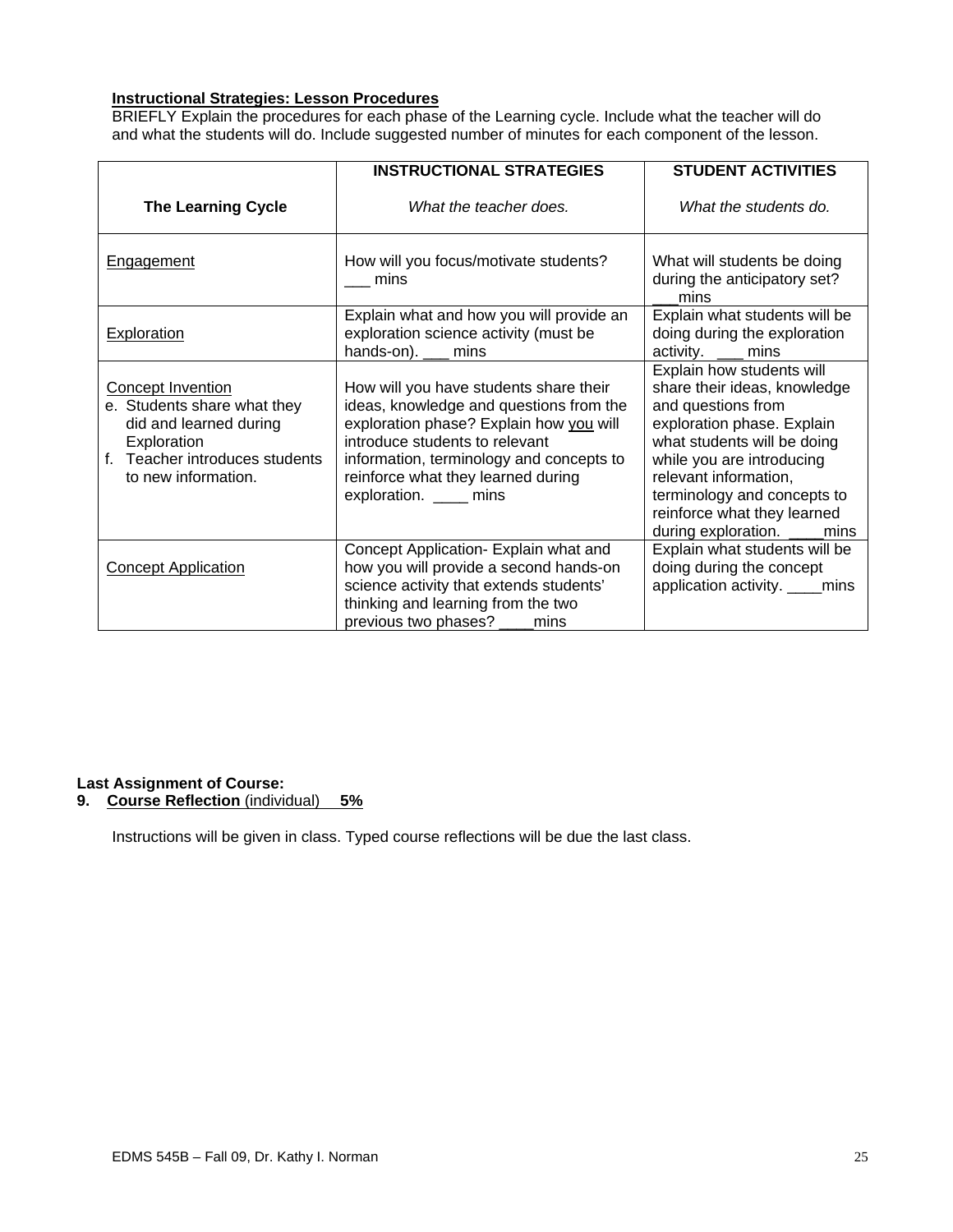**Instructional Strategies: Lesson Procedures**

BRIEFLY Explain the procedures for each phase of the Learning cycle. Include what the teacher will do and what the students will do. Include suggested number of minutes for each component of the lesson.

| **The Learning Cycle** | **INSTRUCTIONAL STRATEGIES** *What the teacher does.* | **STUDENT ACTIVITIES** *What the students do.* |
|---|---|---|
| Engagement | How will you focus/motivate students? ___ mins | What will students be doing during the anticipatory set? ___mins |
| Exploration | Explain what and how you will provide an exploration science activity (must be hands-on). ___ mins | Explain what students will be doing during the exploration activity. ___ mins |
| Concept Invention<br>e. Students share what they did and learned during Exploration<br>f. Teacher introduces students to new information. | How will you have students share their ideas, knowledge and questions from the exploration phase? Explain how you will introduce students to relevant information, terminology and concepts to reinforce what they learned during exploration. ____ mins | Explain how students will share their ideas, knowledge and questions from exploration phase. Explain what students will be doing while you are introducing relevant information, terminology and concepts to reinforce what they learned during exploration. ____mins |
| Concept Application | Concept Application- Explain what and how you will provide a second hands-on science activity that extends students' thinking and learning from the two previous two phases? ____mins | Explain what students will be doing during the concept application activity. ____mins |

**Last Assignment of Course:**

**9. Course Reflection** (individual) **5%**

Instructions will be given in class. Typed course reflections will be due the last class.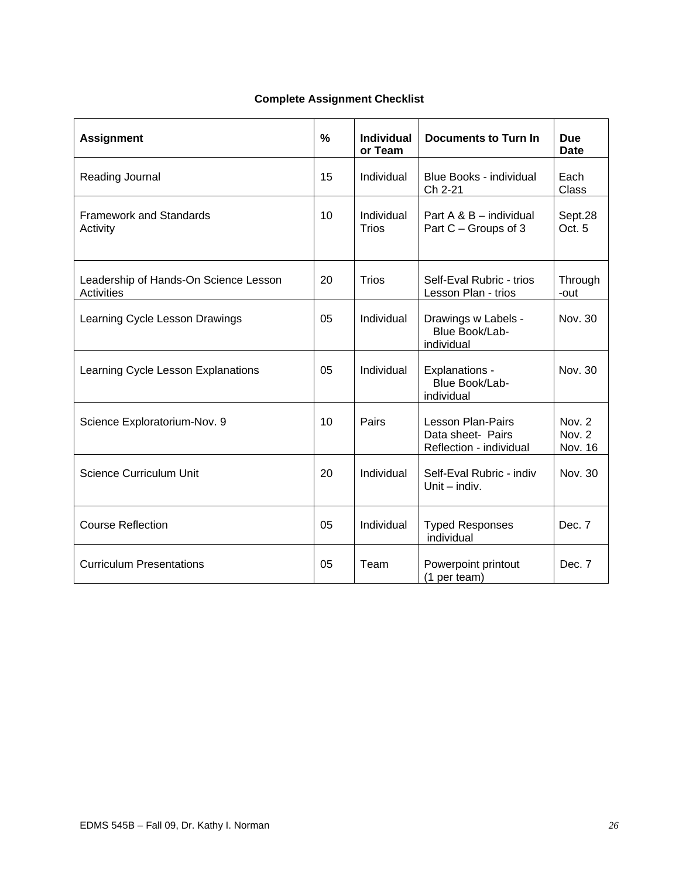**Complete Assignment Checklist**

| Assignment | % | Individual or Team | Documents to Turn In | Due Date |
|---|---|---|---|---|
| Reading Journal | 15 | Individual | Blue Books - individual Ch 2-21 | Each Class |
| Framework and Standards Activity | 10 | Individual Trios | Part A & B – individual Part C – Groups of 3 | Sept.28 Oct. 5 |
| Leadership of Hands-On Science Lesson Activities | 20 | Trios | Self-Eval Rubric - trios Lesson Plan - trios | Through-out |
| Learning Cycle Lesson Drawings | 05 | Individual | Drawings w Labels - Blue Book/Lab-individual | Nov. 30 |
| Learning Cycle Lesson Explanations | 05 | Individual | Explanations - Blue Book/Lab-individual | Nov. 30 |
| Science Exploratorium-Nov. 9 | 10 | Pairs | Lesson Plan-Pairs Data sheet- Pairs Reflection - individual | Nov. 2 Nov. 2 Nov. 16 |
| Science Curriculum Unit | 20 | Individual | Self-Eval Rubric - indiv Unit – indiv. | Nov. 30 |
| Course Reflection | 05 | Individual | Typed Responses individual | Dec. 7 |
| Curriculum Presentations | 05 | Team | Powerpoint printout (1 per team) | Dec. 7 |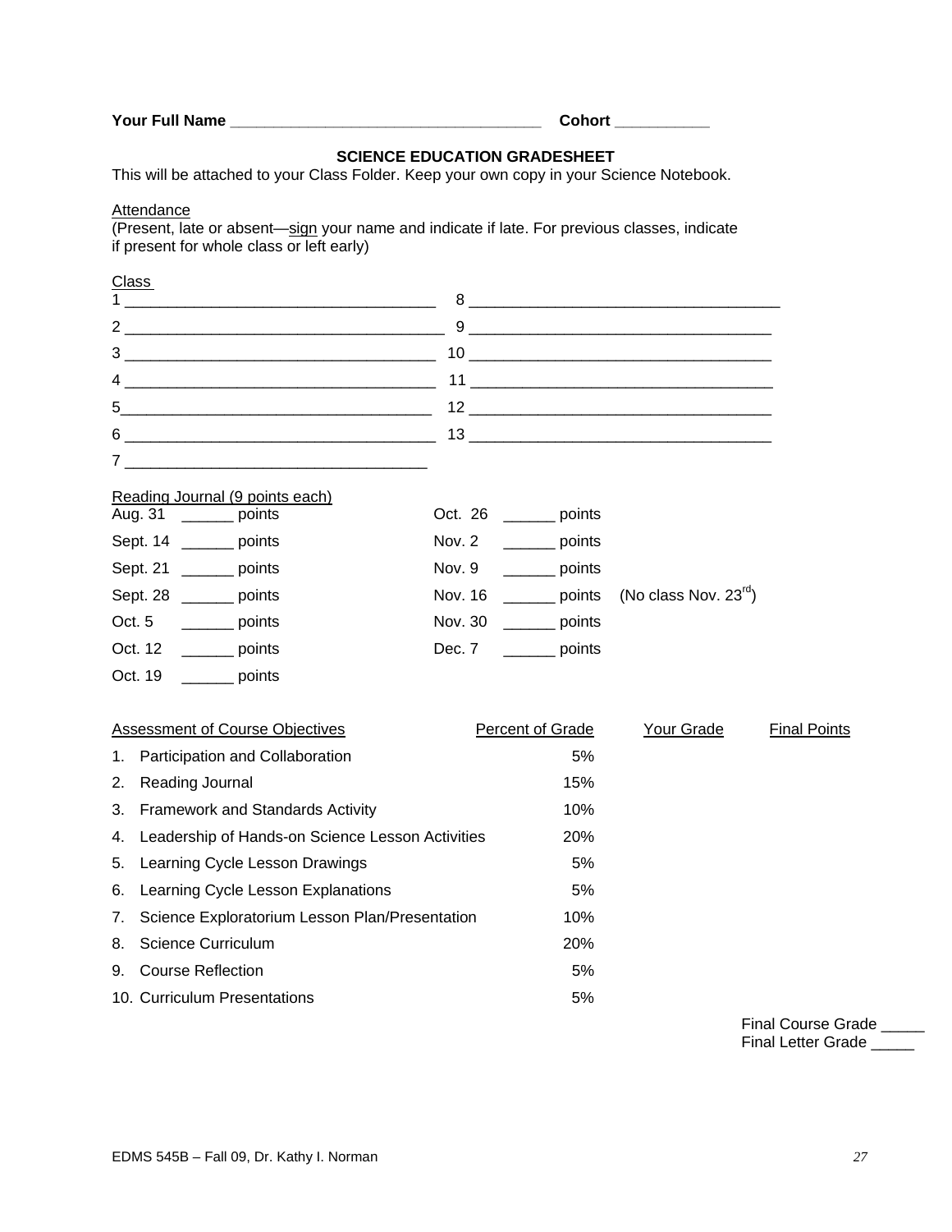**Your Full Name** ______________________________________ **Cohort** ___________

## SCIENCE EDUCATION GRADESHEET

This will be attached to your Class Folder. Keep your own copy in your Science Notebook.

Attendance
(Present, late or absent—sign your name and indicate if late. For previous classes, indicate if present for whole class or left early)

Class

| | | | |
|---|---|---|---|
| 1 | ____________________________________ | 8 | ____________________________________ |
| 2 | ____________________________________ | 9 | ____________________________________ |
| 3 | ____________________________________ | 10 | ____________________________________ |
| 4 | ____________________________________ | 11 | ____________________________________ |
| 5 | ____________________________________ | 12 | ____________________________________ |
| 6 | ____________________________________ | 13 | ____________________________________ |
| 7 | ____________________________________ | | |

Reading Journal (9 points each)

| | | | | |
|---|---|---|---|---|
| Aug. 31 | ______ points | Oct. 26 | ______ points | |
| Sept. 14 | ______ points | Nov. 2 | ______ points | |
| Sept. 21 | ______ points | Nov. 9 | ______ points | |
| Sept. 28 | ______ points | Nov. 16 | ______ points | (No class Nov. 23rd) |
| Oct. 5 | ______ points | Nov. 30 | ______ points | |
| Oct. 12 | ______ points | Dec. 7 | ______ points | |
| Oct. 19 | ______ points | | | |

| Assessment of Course Objectives | Percent of Grade | Your Grade | Final Points |
|---|---|---|---|
| 1. Participation and Collaboration | 5% | | |
| 2. Reading Journal | 15% | | |
| 3. Framework and Standards Activity | 10% | | |
| 4. Leadership of Hands-on Science Lesson Activities | 20% | | |
| 5. Learning Cycle Lesson Drawings | 5% | | |
| 6. Learning Cycle Lesson Explanations | 5% | | |
| 7. Science Exploratorium Lesson Plan/Presentation | 10% | | |
| 8. Science Curriculum | 20% | | |
| 9. Course Reflection | 5% | | |
| 10. Curriculum Presentations | 5% | | |

Final Course Grade _____
Final Letter Grade _____

EDMS 545B – Fall 09, Dr. Kathy I. Norman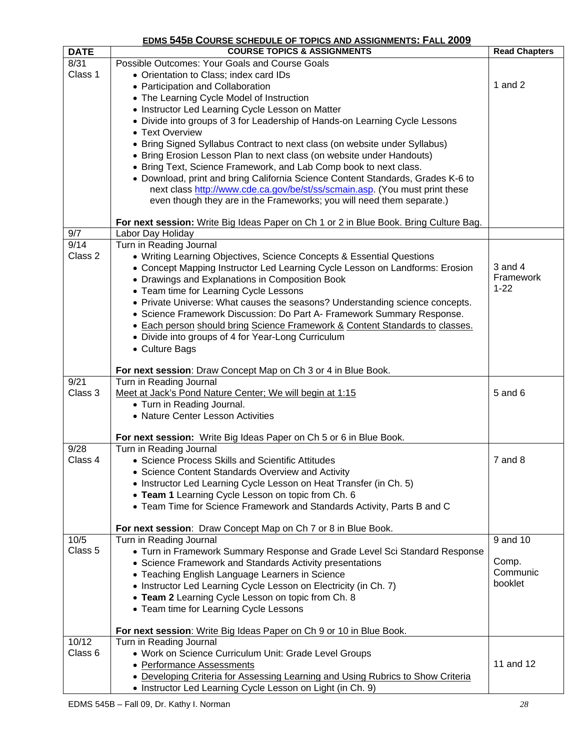## EDMS 545B COURSE SCHEDULE OF TOPICS AND ASSIGNMENTS: FALL 2009

| DATE | COURSE TOPICS & ASSIGNMENTS | Read Chapters |
|---|---|---|
| 8/31<br>Class 1 | Possible Outcomes: Your Goals and Course Goals<br>• Orientation to Class; index card IDs<br>• Participation and Collaboration<br>• The Learning Cycle Model of Instruction<br>• Instructor Led Learning Cycle Lesson on Matter<br>• Divide into groups of 3 for Leadership of Hands-on Learning Cycle Lessons<br>• Text Overview<br>• Bring Signed Syllabus Contract to next class (on website under Syllabus)<br>• Bring Erosion Lesson Plan to next class (on website under Handouts)<br>• Bring Text, Science Framework, and Lab Comp book to next class.<br>• Download, print and bring California Science Content Standards, Grades K-6 to next class http://www.cde.ca.gov/be/st/ss/scmain.asp. (You must print these even though they are in the Frameworks; you will need them separate.)<br><br>**For next session:** Write Big Ideas Paper on Ch 1 or 2 in Blue Book. Bring Culture Bag. | 1 and 2 |
| 9/7 | Labor Day Holiday | |
| 9/14<br>Class 2 | Turn in Reading Journal<br>• Writing Learning Objectives, Science Concepts & Essential Questions<br>• Concept Mapping Instructor Led Learning Cycle Lesson on Landforms: Erosion<br>• Drawings and Explanations in Composition Book<br>• Team time for Learning Cycle Lessons<br>• Private Universe: What causes the seasons? Understanding science concepts.<br>• Science Framework Discussion: Do Part A- Framework Summary Response.<br>• Each person should bring Science Framework & Content Standards to classes.<br>• Divide into groups of 4 for Year-Long Curriculum<br>• Culture Bags<br><br>**For next session**: Draw Concept Map on Ch 3 or 4 in Blue Book. | 3 and 4<br>Framework<br>1-22 |
| 9/21<br>Class 3 | Turn in Reading Journal<br>Meet at Jack's Pond Nature Center; We will begin at 1:15<br>• Turn in Reading Journal.<br>• Nature Center Lesson Activities<br><br>**For next session:** Write Big Ideas Paper on Ch 5 or 6 in Blue Book. | 5 and 6 |
| 9/28<br>Class 4 | Turn in Reading Journal<br>• Science Process Skills and Scientific Attitudes<br>• Science Content Standards Overview and Activity<br>• Instructor Led Learning Cycle Lesson on Heat Transfer (in Ch. 5)<br>• **Team 1** Learning Cycle Lesson on topic from Ch. 6<br>• Team Time for Science Framework and Standards Activity, Parts B and C<br><br>**For next session**: Draw Concept Map on Ch 7 or 8 in Blue Book. | 7 and 8 |
| 10/5<br>Class 5 | Turn in Reading Journal<br>• Turn in Framework Summary Response and Grade Level Sci Standard Response<br>• Science Framework and Standards Activity presentations<br>• Teaching English Language Learners in Science<br>• Instructor Led Learning Cycle Lesson on Electricity (in Ch. 7)<br>• **Team 2** Learning Cycle Lesson on topic from Ch. 8<br>• Team time for Learning Cycle Lessons<br><br>**For next session**: Write Big Ideas Paper on Ch 9 or 10 in Blue Book. | 9 and 10<br><br>Comp. Communic booklet |
| 10/12<br>Class 6 | Turn in Reading Journal<br>• Work on Science Curriculum Unit: Grade Level Groups<br>• Performance Assessments<br>• Developing Criteria for Assessing Learning and Using Rubrics to Show Criteria<br>• Instructor Led Learning Cycle Lesson on Light (in Ch. 9) | 11 and 12 |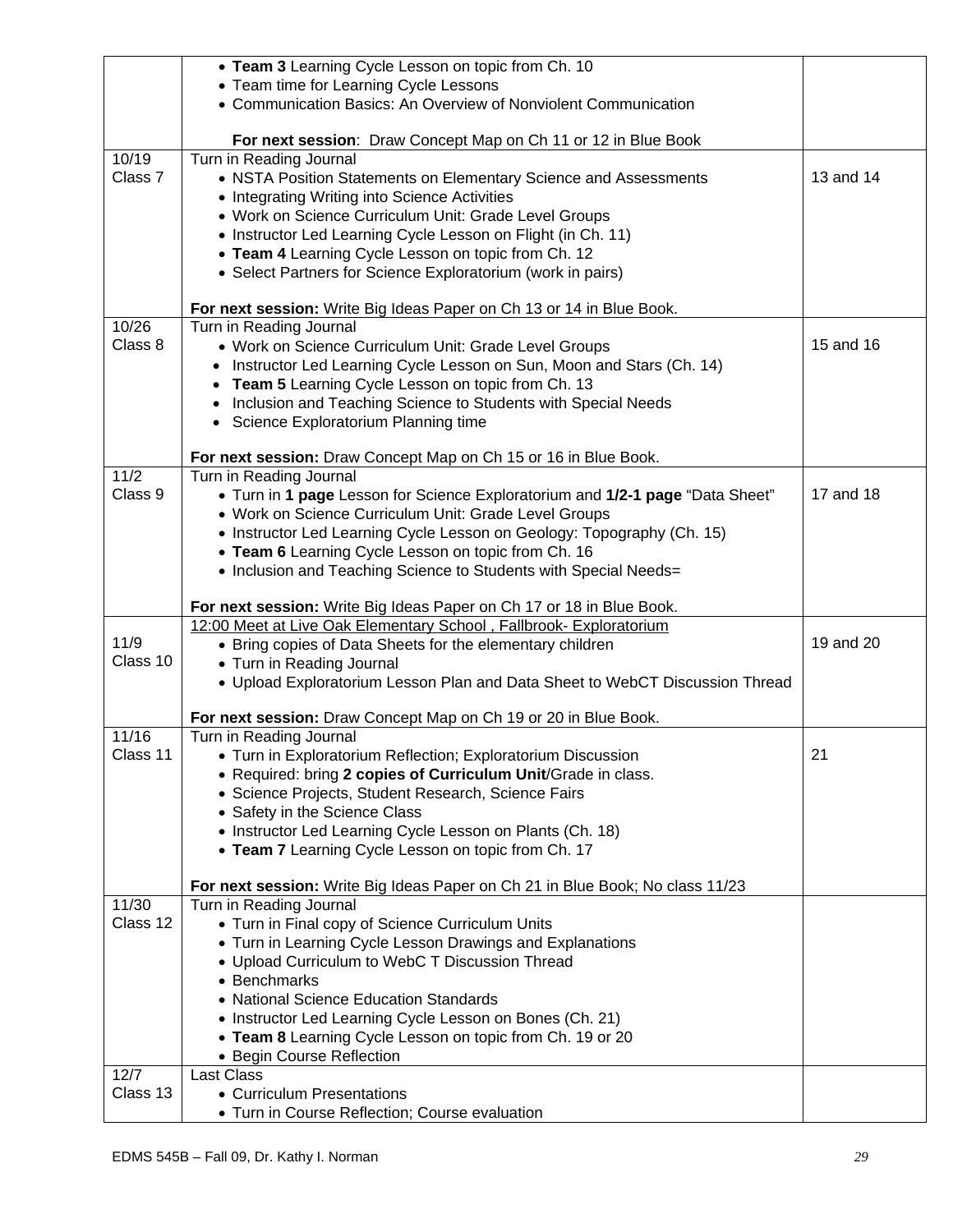| | | |
|---|---|---|
| | • **Team 3** Learning Cycle Lesson on topic from Ch. 10<br>• Team time for Learning Cycle Lessons<br>• Communication Basics: An Overview of Nonviolent Communication<br><br>**For next session**: Draw Concept Map on Ch 11 or 12 in Blue Book | |
| 10/19<br>Class 7 | Turn in Reading Journal<br>• NSTA Position Statements on Elementary Science and Assessments<br>• Integrating Writing into Science Activities<br>• Work on Science Curriculum Unit: Grade Level Groups<br>• Instructor Led Learning Cycle Lesson on Flight (in Ch. 11)<br>• **Team 4** Learning Cycle Lesson on topic from Ch. 12<br>• Select Partners for Science Exploratorium (work in pairs)<br><br>**For next session:** Write Big Ideas Paper on Ch 13 or 14 in Blue Book. | 13 and 14 |
| 10/26<br>Class 8 | Turn in Reading Journal<br>• Work on Science Curriculum Unit: Grade Level Groups<br>• Instructor Led Learning Cycle Lesson on Sun, Moon and Stars (Ch. 14)<br>• **Team 5** Learning Cycle Lesson on topic from Ch. 13<br>• Inclusion and Teaching Science to Students with Special Needs<br>• Science Exploratorium Planning time<br><br>**For next session:** Draw Concept Map on Ch 15 or 16 in Blue Book. | 15 and 16 |
| 11/2<br>Class 9 | Turn in Reading Journal<br>• Turn in **1 page** Lesson for Science Exploratorium and **1/2-1 page** "Data Sheet"<br>• Work on Science Curriculum Unit: Grade Level Groups<br>• Instructor Led Learning Cycle Lesson on Geology: Topography (Ch. 15)<br>• **Team 6** Learning Cycle Lesson on topic from Ch. 16<br>• Inclusion and Teaching Science to Students with Special Needs=<br><br>**For next session:** Write Big Ideas Paper on Ch 17 or 18 in Blue Book. | 17 and 18 |
| 11/9<br>Class 10 | <u>12:00 Meet at Live Oak Elementary School , Fallbrook- Exploratorium</u><br>• Bring copies of Data Sheets for the elementary children<br>• Turn in Reading Journal<br>• Upload Exploratorium Lesson Plan and Data Sheet to WebCT Discussion Thread<br><br>**For next session:** Draw Concept Map on Ch 19 or 20 in Blue Book. | 19 and 20 |
| 11/16<br>Class 11 | Turn in Reading Journal<br>• Turn in Exploratorium Reflection; Exploratorium Discussion<br>• Required: bring **2 copies of Curriculum Unit**/Grade in class.<br>• Science Projects, Student Research, Science Fairs<br>• Safety in the Science Class<br>• Instructor Led Learning Cycle Lesson on Plants (Ch. 18)<br>• **Team 7** Learning Cycle Lesson on topic from Ch. 17<br><br>**For next session:** Write Big Ideas Paper on Ch 21 in Blue Book; No class 11/23 | 21 |
| 11/30<br>Class 12 | Turn in Reading Journal<br>• Turn in Final copy of Science Curriculum Units<br>• Turn in Learning Cycle Lesson Drawings and Explanations<br>• Upload Curriculum to WebC T Discussion Thread<br>• Benchmarks<br>• National Science Education Standards<br>• Instructor Led Learning Cycle Lesson on Bones (Ch. 21)<br>• **Team 8** Learning Cycle Lesson on topic from Ch. 19 or 20<br>• Begin Course Reflection | |
| 12/7<br>Class 13 | Last Class<br>• Curriculum Presentations<br>• Turn in Course Reflection; Course evaluation | |